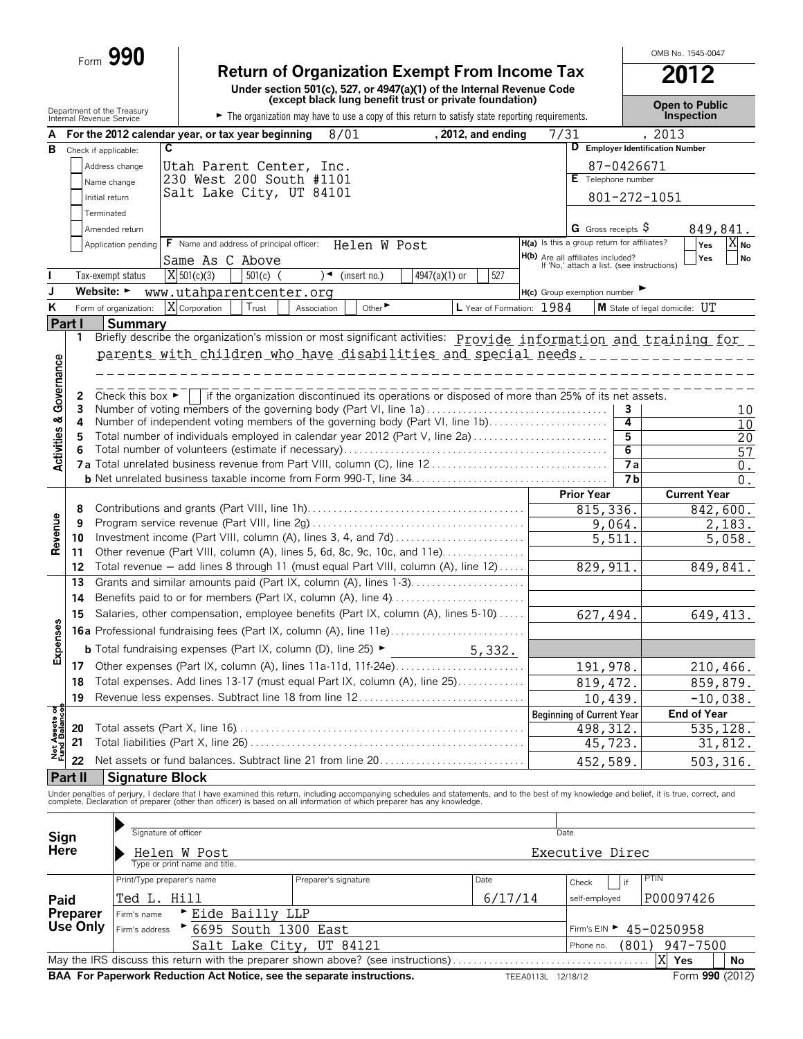Form **990**

# Return of Organization Exempt From Income Tax

**2012**

OMB No. 1545-0047

Under section 501(c), 527, or 4947(a)(1) of the Internal Revenue Code (except black lung benefit trust or private foundation)

Department of the Treasury
Internal Revenue Service

► The organization may have to use a copy of this return to satisfy state reporting requirements.

**Open to Public Inspection**

**A** For the 2012 calendar year, or tax year beginning 8/01 , 2012, and ending 7/31 , 2013

**B** Check if applicable:
- [ ] Address change
- [ ] Name change
- [ ] Initial return
- [ ] Terminated
- [ ] Amended return
- [ ] Application pending

**C** Utah Parent Center, Inc.
230 West 200 South #1101
Salt Lake City, UT 84101

**D** Employer Identification Number: 87-0426671

**E** Telephone number: 801-272-1051

**G** Gross receipts $ 849,841.

**F** Name and address of principal officer: Helen W Post
Same As C Above

**H(a)** Is this a group return for affiliates? [ ] Yes [X] No

**H(b)** Are all affiliates included? [ ] Yes [ ] No
If 'No,' attach a list. (see instructions)

**I** Tax-exempt status: [X] 501(c)(3) [ ] 501(c) ( ) ◄ (insert no.) [ ] 4947(a)(1) or [ ] 527

**J** Website: ► www.utahparentcenter.org

**H(c)** Group exemption number ►

**K** Form of organization: [X] Corporation [ ] Trust [ ] Association [ ] Other ►

**L** Year of Formation: 1984

**M** State of legal domicile: UT

## Part I Summary

**Activities & Governance**

1 Briefly describe the organization's mission or most significant activities: Provide information and training for parents with children who have disabilities and special needs.

2 Check this box ► [ ] if the organization discontinued its operations or disposed of more than 25% of its net assets.

| | | | |
|---|---|---|---|
| 3 | Number of voting members of the governing body (Part VI, line 1a) | 3 | 10 |
| 4 | Number of independent voting members of the governing body (Part VI, line 1b) | 4 | 10 |
| 5 | Total number of individuals employed in calendar year 2012 (Part V, line 2a) | 5 | 20 |
| 6 | Total number of volunteers (estimate if necessary) | 6 | 57 |
| 7a | Total unrelated business revenue from Part VIII, column (C), line 12 | 7a | 0. |
| b | Net unrelated business taxable income from Form 990-T, line 34 | 7b | 0. |

| | | | Prior Year | Current Year |
|---|---|---|---|---|
| **Revenue** | 8 | Contributions and grants (Part VIII, line 1h) | 815,336. | 842,600. |
| | 9 | Program service revenue (Part VIII, line 2g) | 9,064. | 2,183. |
| | 10 | Investment income (Part VIII, column (A), lines 3, 4, and 7d) | 5,511. | 5,058. |
| | 11 | Other revenue (Part VIII, column (A), lines 5, 6d, 8c, 9c, 10c, and 11e) | | |
| | 12 | Total revenue — add lines 8 through 11 (must equal Part VIII, column (A), line 12) | 829,911. | 849,841. |
| **Expenses** | 13 | Grants and similar amounts paid (Part IX, column (A), lines 1-3) | | |
| | 14 | Benefits paid to or for members (Part IX, column (A), line 4) | | |
| | 15 | Salaries, other compensation, employee benefits (Part IX, column (A), lines 5-10) | 627,494. | 649,413. |
| | 16a | Professional fundraising fees (Part IX, column (A), line 11e) | | |
| | b | Total fundraising expenses (Part IX, column (D), line 25) ► 5,332. | | |
| | 17 | Other expenses (Part IX, column (A), lines 11a-11d, 11f-24e) | 191,978. | 210,466. |
| | 18 | Total expenses. Add lines 13-17 (must equal Part IX, column (A), line 25) | 819,472. | 859,879. |
| | 19 | Revenue less expenses. Subtract line 18 from line 12 | 10,439. | -10,038. |
| | | | **Beginning of Current Year** | **End of Year** |
| **Net Assets or Fund Balances** | 20 | Total assets (Part X, line 16) | 498,312. | 535,128. |
| | 21 | Total liabilities (Part X, line 26) | 45,723. | 31,812. |
| | 22 | Net assets or fund balances. Subtract line 21 from line 20 | 452,589. | 503,316. |

## Part II Signature Block

Under penalties of perjury, I declare that I have examined this return, including accompanying schedules and statements, and to the best of my knowledge and belief, it is true, correct, and complete. Declaration of preparer (other than officer) is based on all information of which preparer has any knowledge.

**Sign Here**

► Signature of officer — Date

► Helen W Post — Executive Direc
Type or print name and title.

**Paid Preparer Use Only**

| Print/Type preparer's name | Preparer's signature | Date | Check [ ] if self-employed | PTIN |
|---|---|---|---|---|
| Ted L. Hill | | 6/17/14 | | P00097426 |

Firm's name ► Eide Bailly LLP

Firm's address ► 6695 South 1300 East, Salt Lake City, UT 84121

Firm's EIN ► 45-0250958

Phone no. (801) 947-7500

May the IRS discuss this return with the preparer shown above? (see instructions) [X] Yes [ ] No

**BAA For Paperwork Reduction Act Notice, see the separate instructions.** TEEA0113L 12/18/12 Form **990** (2012)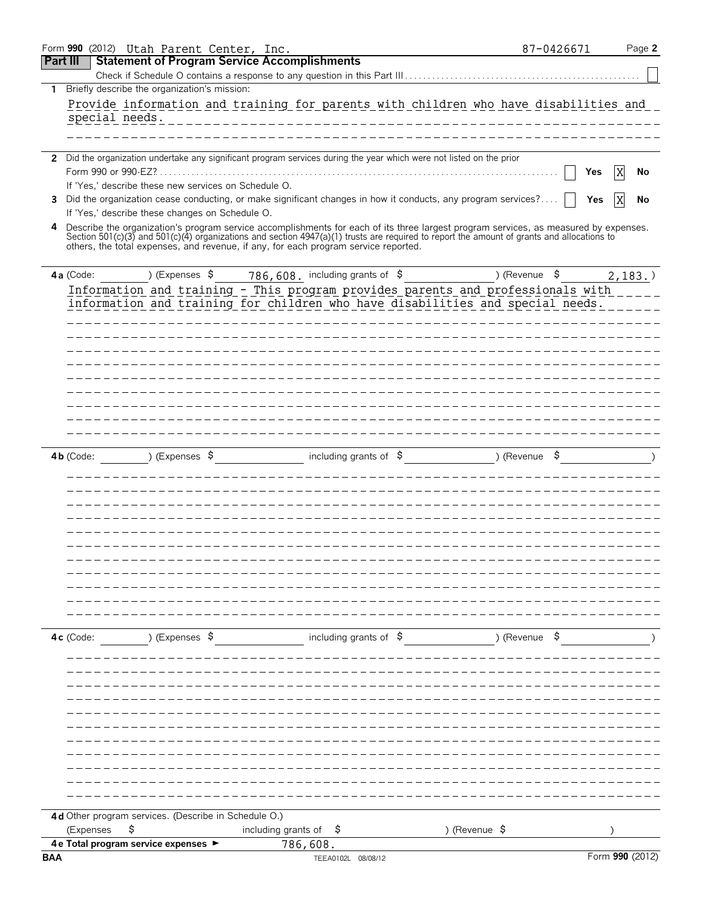Form **990** (2012) Utah Parent Center, Inc. 87-0426671 Page **2**

## Part III Statement of Program Service Accomplishments

Check if Schedule O contains a response to any question in this Part III ☐

**1** Briefly describe the organization's mission:

Provide information and training for parents with children who have disabilities and special needs.

**2** Did the organization undertake any significant program services during the year which were not listed on the prior Form 990 or 990-EZ? ☐ Yes ☒ No

If 'Yes,' describe these new services on Schedule O.

**3** Did the organization cease conducting, or make significant changes in how it conducts, any program services? ☐ Yes ☒ No

If 'Yes,' describe these changes on Schedule O.

**4** Describe the organization's program service accomplishments for each of its three largest program services, as measured by expenses. Section 501(c)(3) and 501(c)(4) organizations and section 4947(a)(1) trusts are required to report the amount of grants and allocations to others, the total expenses, and revenue, if any, for each program service reported.

**4a** (Code: ) (Expenses $ 786,608. including grants of $ ) (Revenue $ 2,183.)

Information and training - This program provides parents and professionals with information and training for children who have disabilities and special needs.

**4b** (Code: ) (Expenses $ including grants of $ ) (Revenue $ )

**4c** (Code: ) (Expenses $ including grants of $ ) (Revenue $ )

**4d** Other program services. (Describe in Schedule O.)

(Expenses $ including grants of $ ) (Revenue $ )

**4e Total program service expenses** ► 786,608.

BAA TEEA0102L 08/08/12 Form **990** (2012)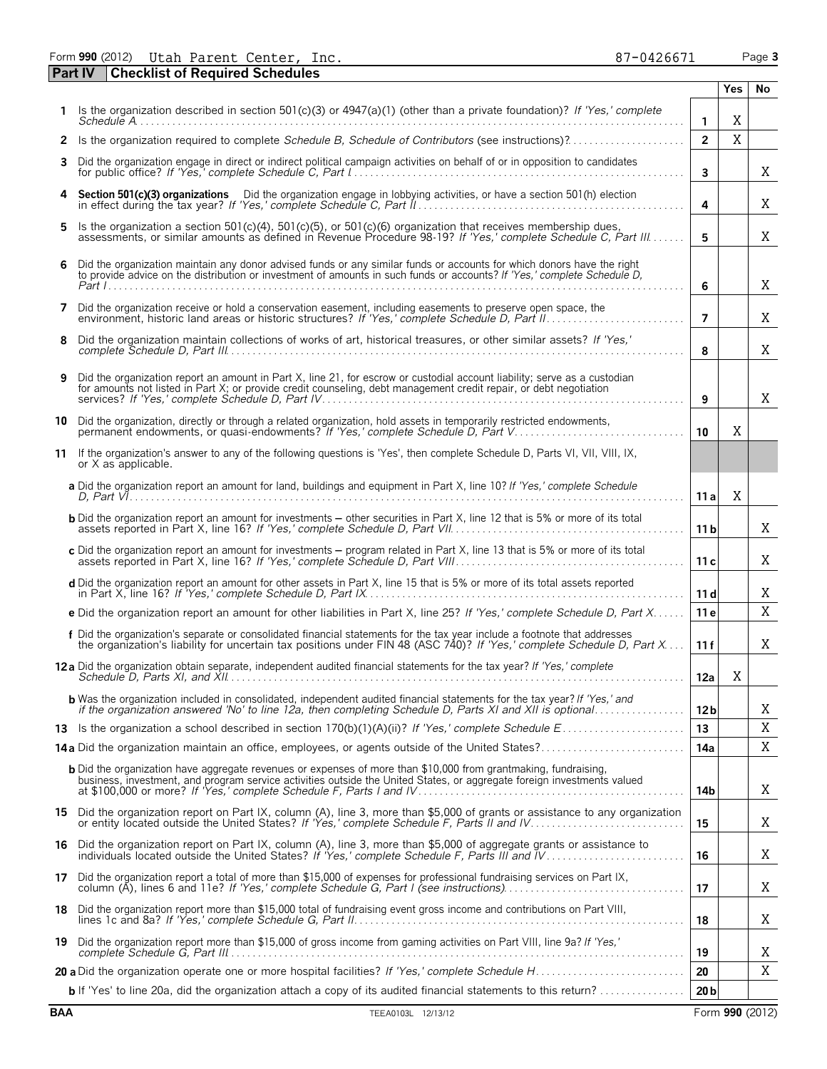Form **990** (2012) Utah Parent Center, Inc. 87-0426671

## Part IV Checklist of Required Schedules

| | | | Yes | No |
|---|---|---|---|---|
| **1** | Is the organization described in section 501(c)(3) or 4947(a)(1) (other than a private foundation)? *If 'Yes,' complete Schedule A* | **1** | X | |
| **2** | Is the organization required to complete *Schedule B, Schedule of Contributors* (see instructions)? | **2** | X | |
| **3** | Did the organization engage in direct or indirect political campaign activities on behalf of or in opposition to candidates for public office? *If 'Yes,' complete Schedule C, Part I* | **3** | | X |
| **4** | **Section 501(c)(3) organizations** Did the organization engage in lobbying activities, or have a section 501(h) election in effect during the tax year? *If 'Yes,' complete Schedule C, Part II* | **4** | | X |
| **5** | Is the organization a section 501(c)(4), 501(c)(5), or 501(c)(6) organization that receives membership dues, assessments, or similar amounts as defined in Revenue Procedure 98-19? *If 'Yes,' complete Schedule C, Part III* | **5** | | X |
| **6** | Did the organization maintain any donor advised funds or any similar funds or accounts for which donors have the right to provide advice on the distribution or investment of amounts in such funds or accounts? *If 'Yes,' complete Schedule D, Part I* | **6** | | X |
| **7** | Did the organization receive or hold a conservation easement, including easements to preserve open space, the environment, historic land areas or historic structures? *If 'Yes,' complete Schedule D, Part II* | **7** | | X |
| **8** | Did the organization maintain collections of works of art, historical treasures, or other similar assets? *If 'Yes,' complete Schedule D, Part III* | **8** | | X |
| **9** | Did the organization report an amount in Part X, line 21, for escrow or custodial account liability; serve as a custodian for amounts not listed in Part X; or provide credit counseling, debt management credit repair, or debt negotiation services? *If 'Yes,' complete Schedule D, Part IV* | **9** | | X |
| **10** | Did the organization, directly or through a related organization, hold assets in temporarily restricted endowments, permanent endowments, or quasi-endowments? *If 'Yes,' complete Schedule D, Part V* | **10** | X | |
| **11** | If the organization's answer to any of the following questions is 'Yes', then complete Schedule D, Parts VI, VII, VIII, IX, or X as applicable. | | | |
| | **a** Did the organization report an amount for land, buildings and equipment in Part X, line 10? *If 'Yes,' complete Schedule D, Part VI* | **11 a** | X | |
| | **b** Did the organization report an amount for investments – other securities in Part X, line 12 that is 5% or more of its total assets reported in Part X, line 16? *If 'Yes,' complete Schedule D, Part VII* | **11 b** | | X |
| | **c** Did the organization report an amount for investments – program related in Part X, line 13 that is 5% or more of its total assets reported in Part X, line 16? *If 'Yes,' complete Schedule D, Part VIII* | **11 c** | | X |
| | **d** Did the organization report an amount for other assets in Part X, line 15 that is 5% or more of its total assets reported in Part X, line 16? *If 'Yes,' complete Schedule D, Part IX* | **11 d** | | X |
| | **e** Did the organization report an amount for other liabilities in Part X, line 25? *If 'Yes,' complete Schedule D, Part X* | **11 e** | | X |
| | **f** Did the organization's separate or consolidated financial statements for the tax year include a footnote that addresses the organization's liability for uncertain tax positions under FIN 48 (ASC 740)? *If 'Yes,' complete Schedule D, Part X* | **11 f** | | X |
| **12 a** | Did the organization obtain separate, independent audited financial statements for the tax year? *If 'Yes,' complete Schedule D, Parts XI, and XII* | **12a** | X | |
| | **b** Was the organization included in consolidated, independent audited financial statements for the tax year? *If 'Yes,' and if the organization answered 'No' to line 12a, then completing Schedule D, Parts XI and XII is optional* | **12 b** | | X |
| **13** | Is the organization a school described in section 170(b)(1)(A)(ii)? *If 'Yes,' complete Schedule E* | **13** | | X |
| **14 a** | Did the organization maintain an office, employees, or agents outside of the United States? | **14a** | | X |
| | **b** Did the organization have aggregate revenues or expenses of more than $10,000 from grantmaking, fundraising, business, investment, and program service activities outside the United States, or aggregate foreign investments valued at $100,000 or more? *If 'Yes,' complete Schedule F, Parts I and IV* | **14b** | | X |
| **15** | Did the organization report on Part IX, column (A), line 3, more than $5,000 of grants or assistance to any organization or entity located outside the United States? *If 'Yes,' complete Schedule F, Parts II and IV* | **15** | | X |
| **16** | Did the organization report on Part IX, column (A), line 3, more than $5,000 of aggregate grants or assistance to individuals located outside the United States? *If 'Yes,' complete Schedule F, Parts III and IV* | **16** | | X |
| **17** | Did the organization report a total of more than $15,000 of expenses for professional fundraising services on Part IX, column (A), lines 6 and 11e? *If 'Yes,' complete Schedule G, Part I (see instructions)* | **17** | | X |
| **18** | Did the organization report more than $15,000 total of fundraising event gross income and contributions on Part VIII, lines 1c and 8a? *If 'Yes,' complete Schedule G, Part II* | **18** | | X |
| **19** | Did the organization report more than $15,000 of gross income from gaming activities on Part VIII, line 9a? *If 'Yes,' complete Schedule G, Part III* | **19** | | X |
| **20 a** | Did the organization operate one or more hospital facilities? *If 'Yes,' complete Schedule H* | **20** | | X |
| | **b** If 'Yes' to line 20a, did the organization attach a copy of its audited financial statements to this return? | **20 b** | | |

BAA TEEA0103L 12/13/12 Form **990** (2012)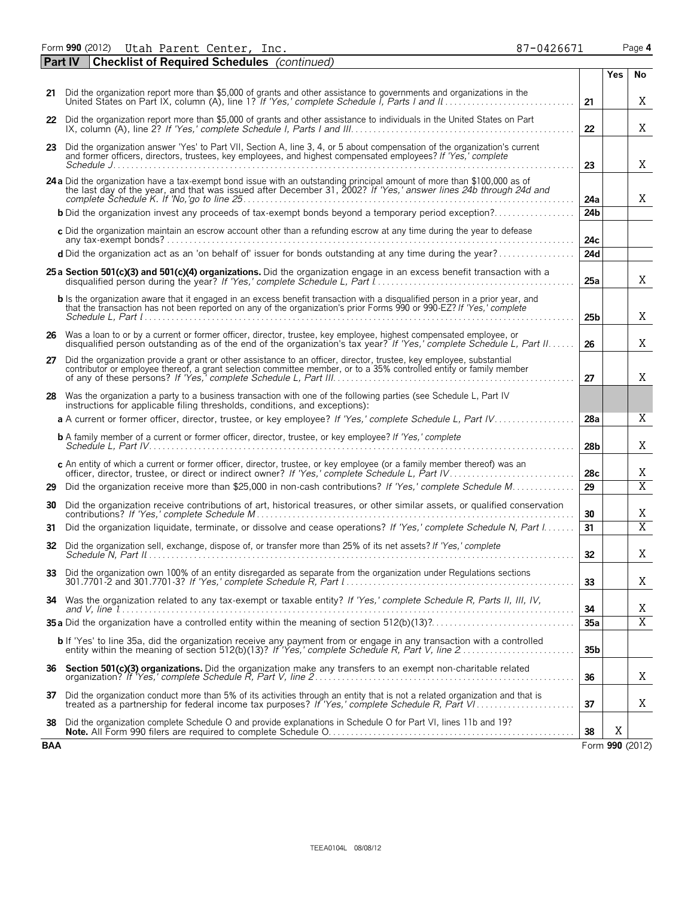Form **990** (2012) Utah Parent Center, Inc. 87-0426671

**Part IV** **Checklist of Required Schedules** *(continued)*

| | | | Yes | No |
|---|---|---|---|---|
| 21 | Did the organization report more than $5,000 of grants and other assistance to governments and organizations in the United States on Part IX, column (A), line 1? *If 'Yes,' complete Schedule I, Parts I and II* | 21 | | X |
| 22 | Did the organization report more than $5,000 of grants and other assistance to individuals in the United States on Part IX, column (A), line 2? *If 'Yes,' complete Schedule I, Parts I and III* | 22 | | X |
| 23 | Did the organization answer 'Yes' to Part VII, Section A, line 3, 4, or 5 about compensation of the organization's current and former officers, directors, trustees, key employees, and highest compensated employees? *If 'Yes,' complete Schedule J* | 23 | | X |
| 24a | Did the organization have a tax-exempt bond issue with an outstanding principal amount of more than $100,000 as of the last day of the year, and that was issued after December 31, 2002? *If 'Yes,' answer lines 24b through 24d and complete Schedule K. If 'No,' go to line 25* | 24a | | X |
| b | Did the organization invest any proceeds of tax-exempt bonds beyond a temporary period exception? | 24b | | |
| c | Did the organization maintain an escrow account other than a refunding escrow at any time during the year to defease any tax-exempt bonds? | 24c | | |
| d | Did the organization act as an 'on behalf of' issuer for bonds outstanding at any time during the year? | 24d | | |
| 25a | **Section 501(c)(3) and 501(c)(4) organizations.** Did the organization engage in an excess benefit transaction with a disqualified person during the year? *If 'Yes,' complete Schedule L, Part I* | 25a | | X |
| b | Is the organization aware that it engaged in an excess benefit transaction with a disqualified person in a prior year, and that the transaction has not been reported on any of the organization's prior Forms 990 or 990-EZ? *If 'Yes,' complete Schedule L, Part I* | 25b | | X |
| 26 | Was a loan to or by a current or former officer, director, trustee, key employee, highest compensated employee, or disqualified person outstanding as of the end of the organization's tax year? *If 'Yes,' complete Schedule L, Part II* | 26 | | X |
| 27 | Did the organization provide a grant or other assistance to an officer, director, trustee, key employee, substantial contributor or employee thereof, a grant selection committee member, or to a 35% controlled entity or family member of any of these persons? *If 'Yes,' complete Schedule L, Part III* | 27 | | X |
| 28 | Was the organization a party to a business transaction with one of the following parties (see Schedule L, Part IV instructions for applicable filing thresholds, conditions, and exceptions): | | | |
| a | A current or former officer, director, trustee, or key employee? *If 'Yes,' complete Schedule L, Part IV* | 28a | | X |
| b | A family member of a current or former officer, director, trustee, or key employee? *If 'Yes,' complete Schedule L, Part IV* | 28b | | X |
| c | An entity of which a current or former officer, director, trustee, or key employee (or a family member thereof) was an officer, director, trustee, or direct or indirect owner? *If 'Yes,' complete Schedule L, Part IV* | 28c | | X |
| 29 | Did the organization receive more than $25,000 in non-cash contributions? *If 'Yes,' complete Schedule M* | 29 | | X |
| 30 | Did the organization receive contributions of art, historical treasures, or other similar assets, or qualified conservation contributions? *If 'Yes,' complete Schedule M* | 30 | | X |
| 31 | Did the organization liquidate, terminate, or dissolve and cease operations? *If 'Yes,' complete Schedule N, Part I* | 31 | | X |
| 32 | Did the organization sell, exchange, dispose of, or transfer more than 25% of its net assets? *If 'Yes,' complete Schedule N, Part II* | 32 | | X |
| 33 | Did the organization own 100% of an entity disregarded as separate from the organization under Regulations sections 301.7701-2 and 301.7701-3? *If 'Yes,' complete Schedule R, Part I* | 33 | | X |
| 34 | Was the organization related to any tax-exempt or taxable entity? *If 'Yes,' complete Schedule R, Parts II, III, IV, and V, line 1* | 34 | | X |
| 35a | Did the organization have a controlled entity within the meaning of section 512(b)(13)? | 35a | | X |
| b | If 'Yes' to line 35a, did the organization receive any payment from or engage in any transaction with a controlled entity within the meaning of section 512(b)(13)? *If 'Yes,' complete Schedule R, Part V, line 2* | 35b | | |
| 36 | **Section 501(c)(3) organizations.** Did the organization make any transfers to an exempt non-charitable related organization? *If 'Yes,' complete Schedule R, Part V, line 2* | 36 | | X |
| 37 | Did the organization conduct more than 5% of its activities through an entity that is not a related organization and that is treated as a partnership for federal income tax purposes? *If 'Yes,' complete Schedule R, Part VI* | 37 | | X |
| 38 | Did the organization complete Schedule O and provide explanations in Schedule O for Part VI, lines 11b and 19? **Note.** All Form 990 filers are required to complete Schedule O. | 38 | X | |

**BAA** Form **990** (2012)

TEEA0104L 08/08/12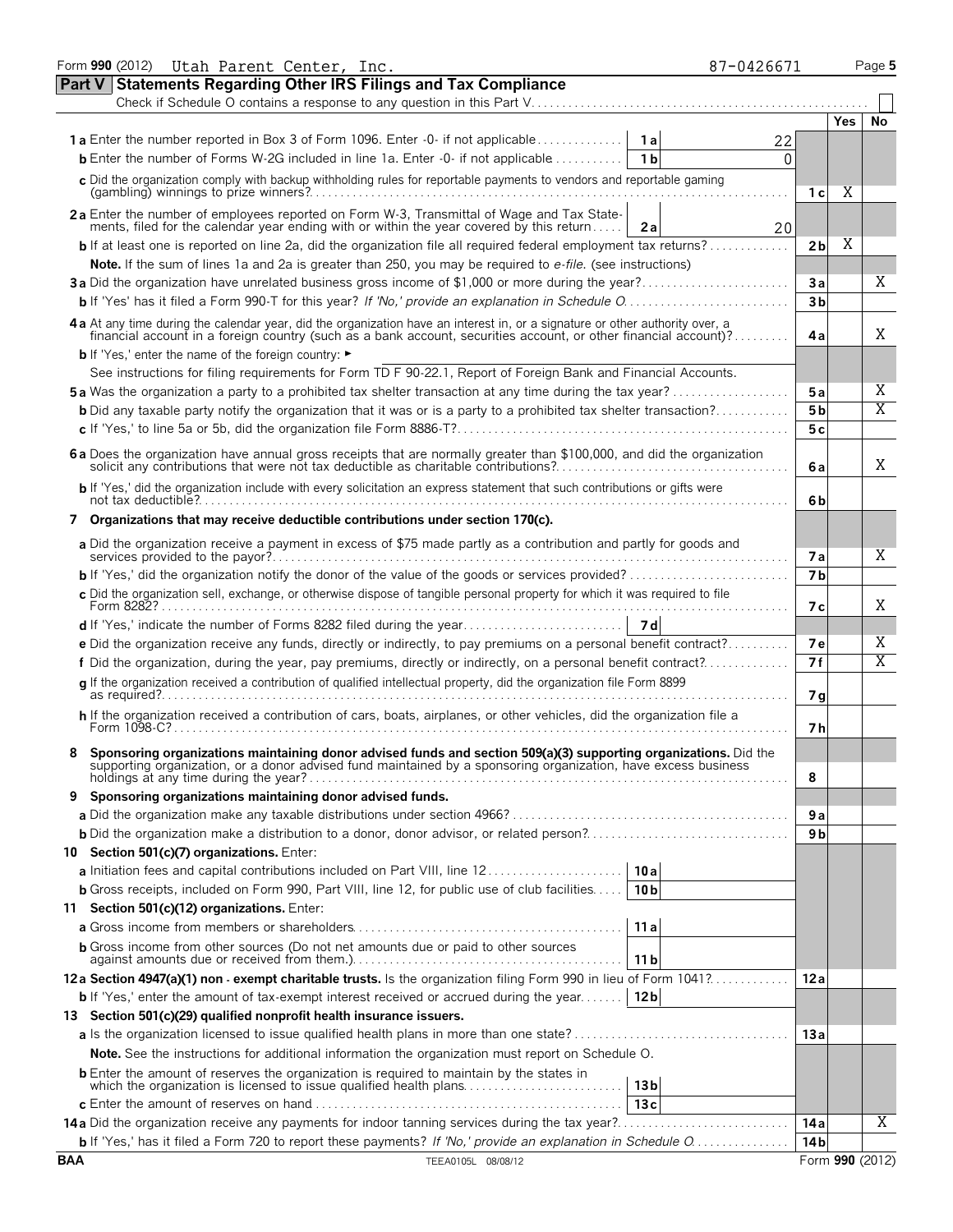Form **990** (2012) Utah Parent Center, Inc. 87-0426671 Page **5**

## Part V Statements Regarding Other IRS Filings and Tax Compliance

Check if Schedule O contains a response to any question in this Part V . . . . . . . . . . . . . . . . . . . . . . . . . . . . . . . . . . . . . . . . . . . . . . . . . . . . . . . . ☐

| | | | | Yes | No |
|---|---|---|---|---|---|
| **1a** Enter the number reported in Box 3 of Form 1096. Enter -0- if not applicable | 1a | 22 | | | |
| **b** Enter the number of Forms W-2G included in line 1a. Enter -0- if not applicable | 1b | 0 | | | |
| **c** Did the organization comply with backup withholding rules for reportable payments to vendors and reportable gaming (gambling) winnings to prize winners? | | | 1c | X | |
| **2a** Enter the number of employees reported on Form W-3, Transmittal of Wage and Tax Statements, filed for the calendar year ending with or within the year covered by this return | 2a | 20 | | | |
| **b** If at least one is reported on line 2a, did the organization file all required federal employment tax returns? | | | 2b | X | |
| **Note.** If the sum of lines 1a and 2a is greater than 250, you may be required to *e-file.* (see instructions) | | | | | |
| **3a** Did the organization have unrelated business gross income of $1,000 or more during the year? | | | 3a | | X |
| **b** If 'Yes' has it filed a Form 990-T for this year? *If 'No,' provide an explanation in Schedule O* | | | 3b | | |
| **4a** At any time during the calendar year, did the organization have an interest in, or a signature or other authority over, a financial account in a foreign country (such as a bank account, securities account, or other financial account)? | | | 4a | | X |
| **b** If 'Yes,' enter the name of the foreign country: ► | | | | | |
| See instructions for filing requirements for Form TD F 90-22.1, Report of Foreign Bank and Financial Accounts. | | | | | |
| **5a** Was the organization a party to a prohibited tax shelter transaction at any time during the tax year? | | | 5a | | X |
| **b** Did any taxable party notify the organization that it was or is a party to a prohibited tax shelter transaction? | | | 5b | | X |
| **c** If 'Yes,' to line 5a or 5b, did the organization file Form 8886-T? | | | 5c | | |
| **6a** Does the organization have annual gross receipts that are normally greater than $100,000, and did the organization solicit any contributions that were not tax deductible as charitable contributions? | | | 6a | | X |
| **b** If 'Yes,' did the organization include with every solicitation an express statement that such contributions or gifts were not tax deductible? | | | 6b | | |
| **7 Organizations that may receive deductible contributions under section 170(c).** | | | | | |
| **a** Did the organization receive a payment in excess of $75 made partly as a contribution and partly for goods and services provided to the payor? | | | 7a | | X |
| **b** If 'Yes,' did the organization notify the donor of the value of the goods or services provided? | | | 7b | | |
| **c** Did the organization sell, exchange, or otherwise dispose of tangible personal property for which it was required to file Form 8282? | | | 7c | | X |
| **d** If 'Yes,' indicate the number of Forms 8282 filed during the year | 7d | | | | |
| **e** Did the organization receive any funds, directly or indirectly, to pay premiums on a personal benefit contract? | | | 7e | | X |
| **f** Did the organization, during the year, pay premiums, directly or indirectly, on a personal benefit contract? | | | 7f | | X |
| **g** If the organization received a contribution of qualified intellectual property, did the organization file Form 8899 as required? | | | 7g | | |
| **h** If the organization received a contribution of cars, boats, airplanes, or other vehicles, did the organization file a Form 1098-C? | | | 7h | | |
| **8 Sponsoring organizations maintaining donor advised funds and section 509(a)(3) supporting organizations.** Did the supporting organization, or a donor advised fund maintained by a sponsoring organization, have excess business holdings at any time during the year? | | | 8 | | |
| **9 Sponsoring organizations maintaining donor advised funds.** | | | | | |
| **a** Did the organization make any taxable distributions under section 4966? | | | 9a | | |
| **b** Did the organization make a distribution to a donor, donor advisor, or related person? | | | 9b | | |
| **10 Section 501(c)(7) organizations.** Enter: | | | | | |
| **a** Initiation fees and capital contributions included on Part VIII, line 12 | 10a | | | | |
| **b** Gross receipts, included on Form 990, Part VIII, line 12, for public use of club facilities | 10b | | | | |
| **11 Section 501(c)(12) organizations.** Enter: | | | | | |
| **a** Gross income from members or shareholders | 11a | | | | |
| **b** Gross income from other sources (Do not net amounts due or paid to other sources against amounts due or received from them.) | 11b | | | | |
| **12a Section 4947(a)(1) non - exempt charitable trusts.** Is the organization filing Form 990 in lieu of Form 1041? | | | 12a | | |
| **b** If 'Yes,' enter the amount of tax-exempt interest received or accrued during the year | 12b | | | | |
| **13 Section 501(c)(29) qualified nonprofit health insurance issuers.** | | | | | |
| **a** Is the organization licensed to issue qualified health plans in more than one state? | | | 13a | | |
| **Note.** See the instructions for additional information the organization must report on Schedule O. | | | | | |
| **b** Enter the amount of reserves the organization is required to maintain by the states in which the organization is licensed to issue qualified health plans | 13b | | | | |
| **c** Enter the amount of reserves on hand | 13c | | | | |
| **14a** Did the organization receive any payments for indoor tanning services during the tax year? | | | 14a | | X |
| **b** If 'Yes,' has it filed a Form 720 to report these payments? *If 'No,' provide an explanation in Schedule O* | | | 14b | | |

BAA TEEA0105L 08/08/12 Form **990** (2012)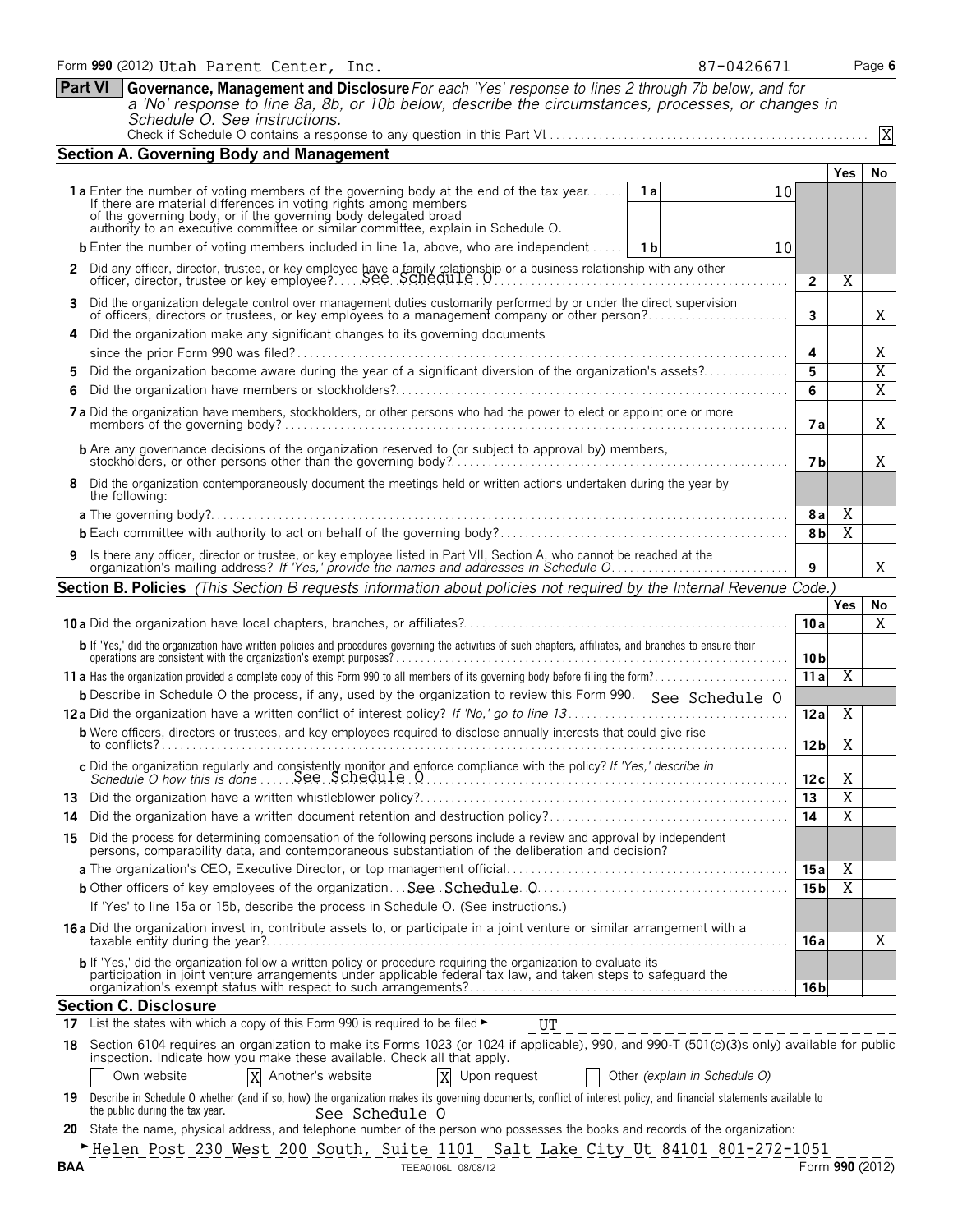Form **990** (2012) Utah Parent Center, Inc. 87-0426671 Page **6**

## Part VI Governance, Management and Disclosure

*For each 'Yes' response to lines 2 through 7b below, and for a 'No' response to line 8a, 8b, or 10b below, describe the circumstances, processes, or changes in Schedule O. See instructions.*

Check if Schedule O contains a response to any question in this Part VI . . . . . [X]

### Section A. Governing Body and Management

| | | | Yes | No |
|---|---|---|---|---|
| **1a** Enter the number of voting members of the governing body at the end of the tax year. If there are material differences in voting rights among members of the governing body, or if the governing body delegated broad authority to an executive committee or similar committee, explain in Schedule O. | 1a | 10 | | |
| **b** Enter the number of voting members included in line 1a, above, who are independent | 1b | 10 | | |
| **2** Did any officer, director, trustee, or key employee have a family relationship or a business relationship with any other officer, director, trustee or key employee? See Schedule O | 2 | | X | |
| **3** Did the organization delegate control over management duties customarily performed by or under the direct supervision of officers, directors or trustees, or key employees to a management company or other person? | 3 | | | X |
| **4** Did the organization make any significant changes to its governing documents since the prior Form 990 was filed? | 4 | | | X |
| **5** Did the organization become aware during the year of a significant diversion of the organization's assets? | 5 | | | X |
| **6** Did the organization have members or stockholders? | 6 | | | X |
| **7a** Did the organization have members, stockholders, or other persons who had the power to elect or appoint one or more members of the governing body? | 7a | | | X |
| **b** Are any governance decisions of the organization reserved to (or subject to approval by) members, stockholders, or other persons other than the governing body? | 7b | | | X |
| **8** Did the organization contemporaneously document the meetings held or written actions undertaken during the year by the following: | | | | |
| **a** The governing body? | 8a | | X | |
| **b** Each committee with authority to act on behalf of the governing body? | 8b | | X | |
| **9** Is there any officer, director or trustee, or key employee listed in Part VII, Section A, who cannot be reached at the organization's mailing address? *If 'Yes,' provide the names and addresses in Schedule O* | 9 | | | X |

### Section B. Policies *(This Section B requests information about policies not required by the Internal Revenue Code.)*

| | | Yes | No |
|---|---|---|---|
| **10a** Did the organization have local chapters, branches, or affiliates? | 10a | | X |
| **b** If 'Yes,' did the organization have written policies and procedures governing the activities of such chapters, affiliates, and branches to ensure their operations are consistent with the organization's exempt purposes? | 10b | | |
| **11a** Has the organization provided a complete copy of this Form 990 to all members of its governing body before filing the form? | 11a | X | |
| **b** Describe in Schedule O the process, if any, used by the organization to review this Form 990. See Schedule O | | | |
| **12a** Did the organization have a written conflict of interest policy? *If 'No,' go to line 13* | 12a | X | |
| **b** Were officers, directors or trustees, and key employees required to disclose annually interests that could give rise to conflicts? | 12b | X | |
| **c** Did the organization regularly and consistently monitor and enforce compliance with the policy? *If 'Yes,' describe in Schedule O how this is done* See Schedule O | 12c | X | |
| **13** Did the organization have a written whistleblower policy? | 13 | X | |
| **14** Did the organization have a written document retention and destruction policy? | 14 | X | |
| **15** Did the process for determining compensation of the following persons include a review and approval by independent persons, comparability data, and contemporaneous substantiation of the deliberation and decision? | | | |
| **a** The organization's CEO, Executive Director, or top management official | 15a | X | |
| **b** Other officers of key employees of the organization See Schedule O | 15b | X | |
| If 'Yes' to line 15a or 15b, describe the process in Schedule O. (See instructions.) | | | |
| **16a** Did the organization invest in, contribute assets to, or participate in a joint venture or similar arrangement with a taxable entity during the year? | 16a | | X |
| **b** If 'Yes,' did the organization follow a written policy or procedure requiring the organization to evaluate its participation in joint venture arrangements under applicable federal tax law, and taken steps to safeguard the organization's exempt status with respect to such arrangements? | 16b | | |

### Section C. Disclosure

**17** List the states with which a copy of this Form 990 is required to be filed ► UT

**18** Section 6104 requires an organization to make its Forms 1023 (or 1024 if applicable), 990, and 990-T (501(c)(3)s only) available for public inspection. Indicate how you make these available. Check all that apply.

[ ] Own website [X] Another's website [X] Upon request [ ] Other *(explain in Schedule O)*

**19** Describe in Schedule O whether (and if so, how) the organization makes its governing documents, conflict of interest policy, and financial statements available to the public during the tax year. See Schedule O

**20** State the name, physical address, and telephone number of the person who possesses the books and records of the organization:

► Helen Post 230 West 200 South, Suite 1101 Salt Lake City Ut 84101 801-272-1051

BAA TEEA0106L 08/08/12 Form **990** (2012)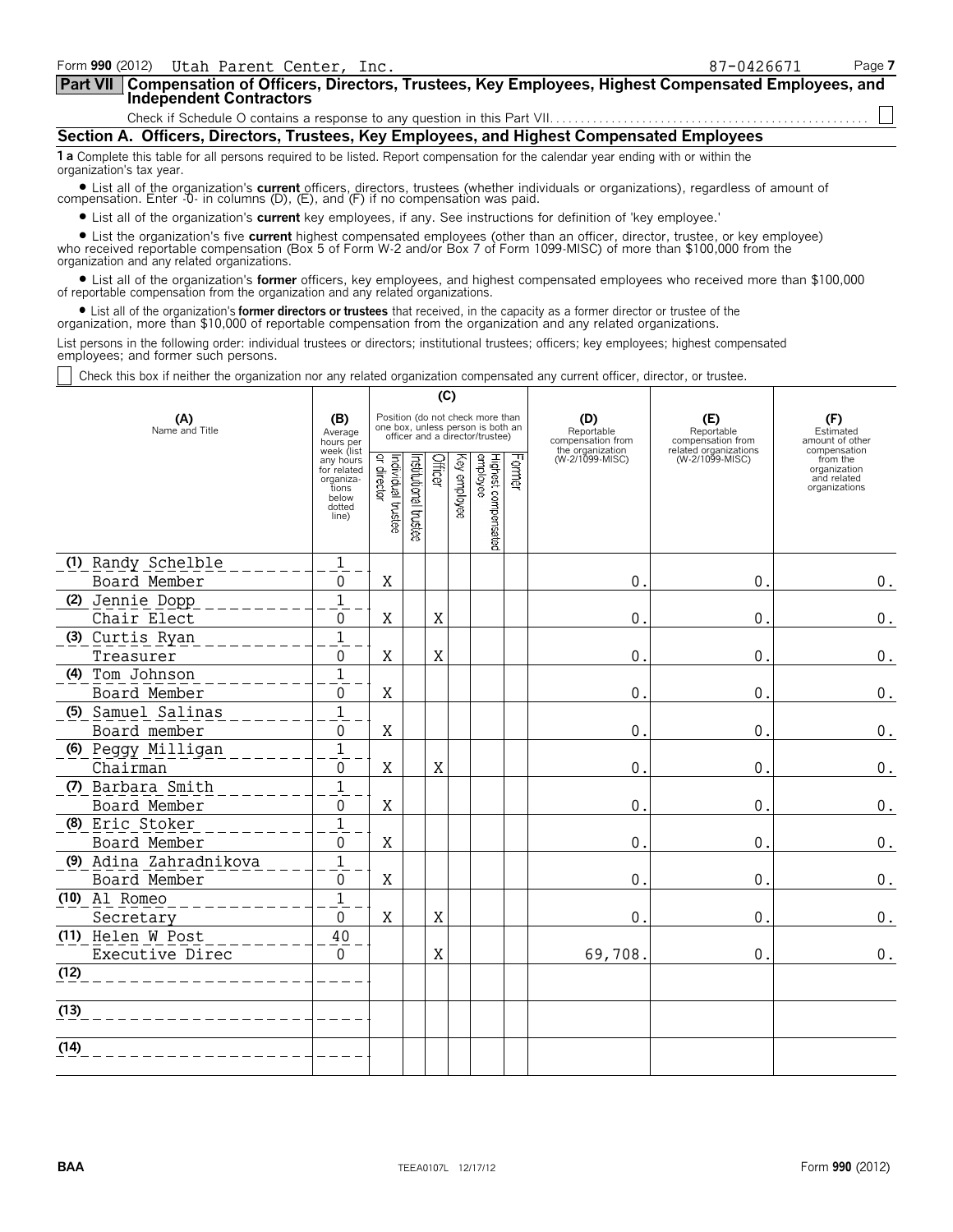Form **990** (2012) Utah Parent Center, Inc. 87-0426671

## Part VII Compensation of Officers, Directors, Trustees, Key Employees, Highest Compensated Employees, and Independent Contractors

Check if Schedule O contains a response to any question in this Part VII. ☐

### Section A. Officers, Directors, Trustees, Key Employees, and Highest Compensated Employees

**1 a** Complete this table for all persons required to be listed. Report compensation for the calendar year ending with or within the organization's tax year.

- List all of the organization's **current** officers, directors, trustees (whether individuals or organizations), regardless of amount of compensation. Enter -0- in columns (D), (E), and (F) if no compensation was paid.
- List all of the organization's **current** key employees, if any. See instructions for definition of 'key employee.'
- List the organization's five **current** highest compensated employees (other than an officer, director, trustee, or key employee) who received reportable compensation (Box 5 of Form W-2 and/or Box 7 of Form 1099-MISC) of more than $100,000 from the organization and any related organizations.
- List all of the organization's **former** officers, key employees, and highest compensated employees who received more than $100,000 of reportable compensation from the organization and any related organizations.
- List all of the organization's **former directors or trustees** that received, in the capacity as a former director or trustee of the organization, more than $10,000 of reportable compensation from the organization and any related organizations.

List persons in the following order: individual trustees or directors; institutional trustees; officers; key employees; highest compensated employees; and former such persons.

☐ Check this box if neither the organization nor any related organization compensated any current officer, director, or trustee.

| (A) Name and Title | (B) Average hours per week (list any hours for related organizations below dotted line) | (C) Position: Individual trustee or director | Institutional trustee | Officer | Key employee | Highest compensated employee | Former | (D) Reportable compensation from the organization (W-2/1099-MISC) | (E) Reportable compensation from related organizations (W-2/1099-MISC) | (F) Estimated amount of other compensation from the organization and related organizations |
|---|---|---|---|---|---|---|---|---|---|---|
| (1) Randy Schelble<br>Board Member | 1<br>0 | X | | | | | | 0. | 0. | 0. |
| (2) Jennie Dopp<br>Chair Elect | 1<br>0 | X | | X | | | | 0. | 0. | 0. |
| (3) Curtis Ryan<br>Treasurer | 1<br>0 | X | | X | | | | 0. | 0. | 0. |
| (4) Tom Johnson<br>Board Member | 1<br>0 | X | | | | | | 0. | 0. | 0. |
| (5) Samuel Salinas<br>Board member | 1<br>0 | X | | | | | | 0. | 0. | 0. |
| (6) Peggy Milligan<br>Chairman | 1<br>0 | X | | X | | | | 0. | 0. | 0. |
| (7) Barbara Smith<br>Board Member | 1<br>0 | X | | | | | | 0. | 0. | 0. |
| (8) Eric Stoker<br>Board Member | 1<br>0 | X | | | | | | 0. | 0. | 0. |
| (9) Adina Zahradnikova<br>Board Member | 1<br>0 | X | | | | | | 0. | 0. | 0. |
| (10) Al Romeo<br>Secretary | 1<br>0 | X | | X | | | | 0. | 0. | 0. |
| (11) Helen W Post<br>Executive Direc | 40<br>0 | | | X | | | | 69,708. | 0. | 0. |
| (12) | | | | | | | | | | |
| (13) | | | | | | | | | | |
| (14) | | | | | | | | | | |

BAA TEEA0107L 12/17/12 Form **990** (2012)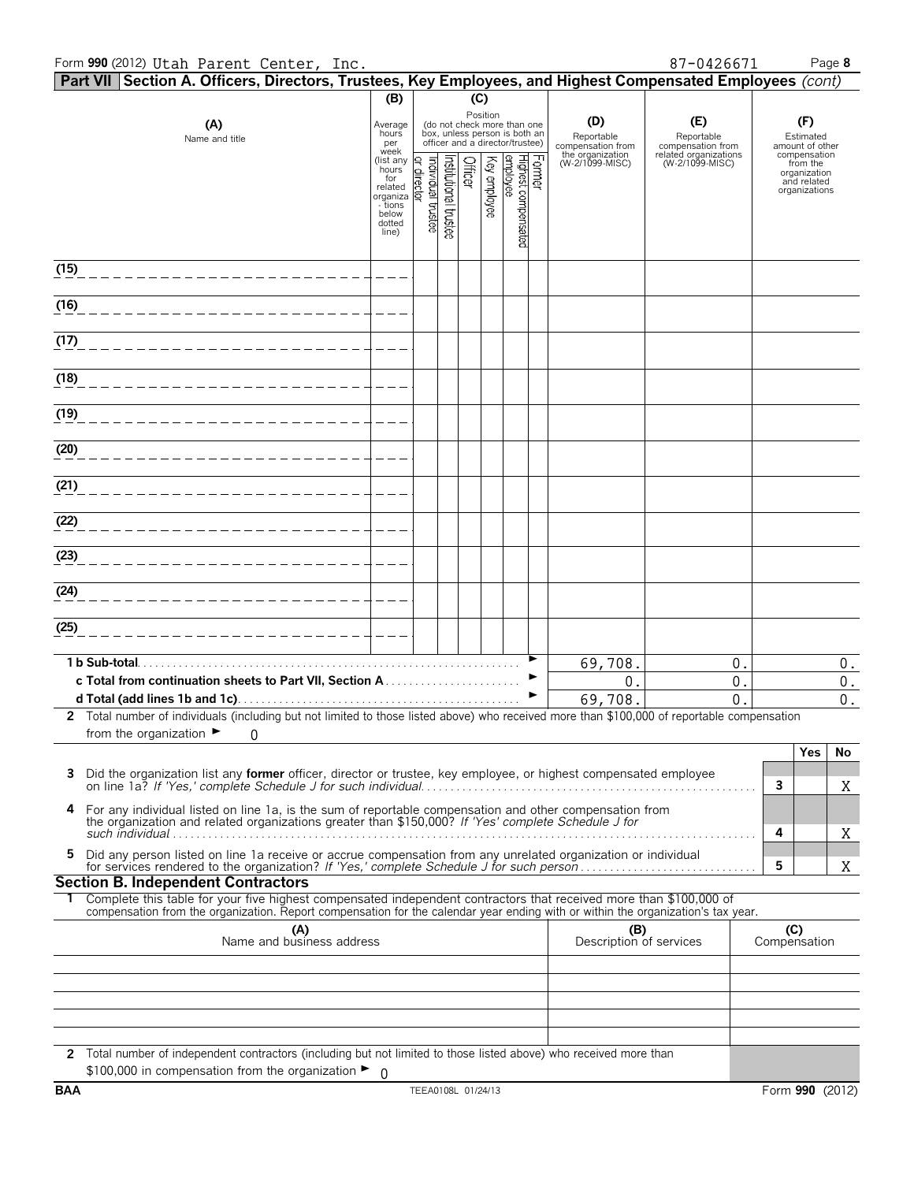Form **990** (2012) Utah Parent Center, Inc. 87-0426671 Page **8**

## Part VII Section A. Officers, Directors, Trustees, Key Employees, and Highest Compensated Employees *(cont)*

| (A) Name and title | (B) Average hours per week (list any hours for related organizations below dotted line) | (C) Position (do not check more than one box, unless person is both an officer and a director/trustee) Individual trustee or director | Institutional trustee | Officer | Key employee | Highest compensated employee | Former | (D) Reportable compensation from the organization (W-2/1099-MISC) | (E) Reportable compensation from related organizations (W-2/1099-MISC) | (F) Estimated amount of other compensation from the organization and related organizations |
|---|---|---|---|---|---|---|---|---|---|---|
| (15) | | | | | | | | | | |
| (16) | | | | | | | | | | |
| (17) | | | | | | | | | | |
| (18) | | | | | | | | | | |
| (19) | | | | | | | | | | |
| (20) | | | | | | | | | | |
| (21) | | | | | | | | | | |
| (22) | | | | | | | | | | |
| (23) | | | | | | | | | | |
| (24) | | | | | | | | | | |
| (25) | | | | | | | | | | |
| **1 b Sub-total** | | | | | | | | 69,708. | 0. | 0. |
| **c Total from continuation sheets to Part VII, Section A** | | | | | | | | 0. | 0. | 0. |
| **d Total (add lines 1b and 1c)** | | | | | | | | 69,708. | 0. | 0. |

**2** Total number of individuals (including but not limited to those listed above) who received more than $100,000 of reportable compensation from the organization ► 0

| | | Yes | No |
|---|---|---|---|
| **3** Did the organization list any **former** officer, director or trustee, key employee, or highest compensated employee on line 1a? *If 'Yes,' complete Schedule J for such individual* | 3 | | X |
| **4** For any individual listed on line 1a, is the sum of reportable compensation and other compensation from the organization and related organizations greater than $150,000? *If 'Yes' complete Schedule J for such individual* | 4 | | X |
| **5** Did any person listed on line 1a receive or accrue compensation from any unrelated organization or individual for services rendered to the organization? *If 'Yes,' complete Schedule J for such person* | 5 | | X |

### Section B. Independent Contractors

**1** Complete this table for your five highest compensated independent contractors that received more than $100,000 of compensation from the organization. Report compensation for the calendar year ending with or within the organization's tax year.

| (A) Name and business address | (B) Description of services | (C) Compensation |
|---|---|---|
| | | |
| | | |
| | | |
| | | |
| | | |

**2** Total number of independent contractors (including but not limited to those listed above) who received more than $100,000 in compensation from the organization ► 0

BAA TEEA0108L 01/24/13 Form **990** (2012)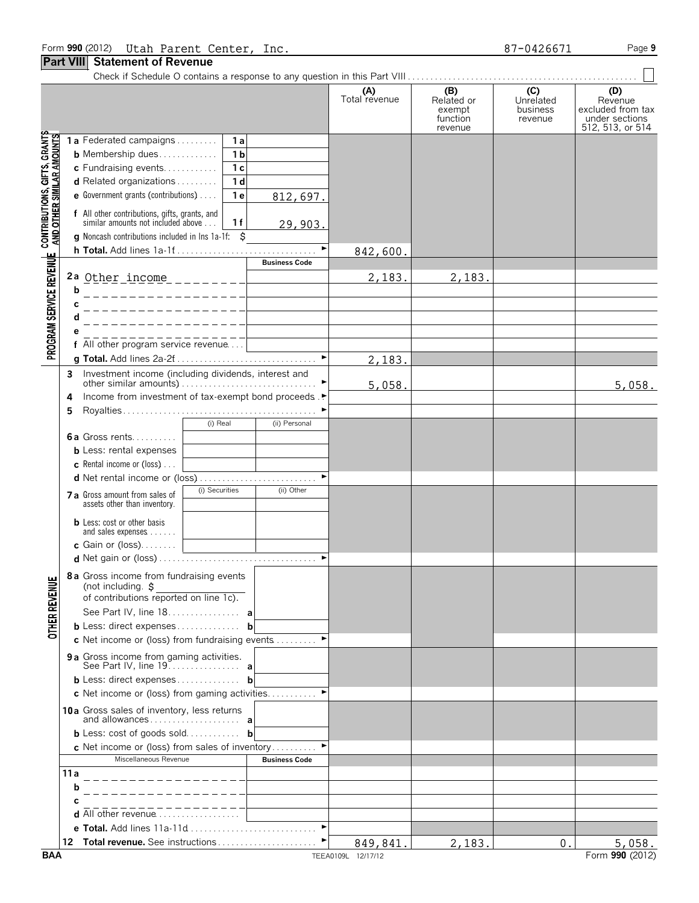Form **990** (2012) Utah Parent Center, Inc. 87-0426671

## Part VIII Statement of Revenue

Check if Schedule O contains a response to any question in this Part VIII ☐

| | | | (A) Total revenue | (B) Related or exempt function revenue | (C) Unrelated business revenue | (D) Revenue excluded from tax under sections 512, 513, or 514 |
|---|---|---|---|---|---|---|
| **CONTRIBUTIONS, GIFTS, GRANTS AND OTHER SIMILAR AMOUNTS** | 1a Federated campaigns — 1a | | | | | |
| | b Membership dues — 1b | | | | | |
| | c Fundraising events — 1c | | | | | |
| | d Related organizations — 1d | | | | | |
| | e Government grants (contributions) — 1e | 812,697. | | | | |
| | f All other contributions, gifts, grants, and similar amounts not included above — 1f | 29,903. | | | | |
| | g Noncash contributions included in lns 1a-1f: $ | | | | | |
| | h Total. Add lines 1a-1f | | 842,600. | | | |
| **PROGRAM SERVICE REVENUE** | | Business Code | | | | |
| | 2a Other income | | 2,183. | 2,183. | | |
| | b | | | | | |
| | c | | | | | |
| | d | | | | | |
| | e | | | | | |
| | f All other program service revenue | | | | | |
| | g Total. Add lines 2a-2f | | 2,183. | | | |
| **OTHER REVENUE** | 3 Investment income (including dividends, interest and other similar amounts) | | 5,058. | | | 5,058. |
| | 4 Income from investment of tax-exempt bond proceeds | | | | | |
| | 5 Royalties | | | | | |
| | | (i) Real / (ii) Personal | | | | |
| | 6a Gross rents | | | | | |
| | b Less: rental expenses | | | | | |
| | c Rental income or (loss) | | | | | |
| | d Net rental income or (loss) | | | | | |
| | | (i) Securities / (ii) Other | | | | |
| | 7a Gross amount from sales of assets other than inventory | | | | | |
| | b Less: cost or other basis and sales expenses | | | | | |
| | c Gain or (loss) | | | | | |
| | d Net gain or (loss) | | | | | |
| | 8a Gross income from fundraising events (not including $ of contributions reported on line 1c). See Part IV, line 18 — a | | | | | |
| | b Less: direct expenses — b | | | | | |
| | c Net income or (loss) from fundraising events | | | | | |
| | 9a Gross income from gaming activities. See Part IV, line 19 — a | | | | | |
| | b Less: direct expenses — b | | | | | |
| | c Net income or (loss) from gaming activities | | | | | |
| | 10a Gross sales of inventory, less returns and allowances — a | | | | | |
| | b Less: cost of goods sold — b | | | | | |
| | c Net income or (loss) from sales of inventory | | | | | |
| | Miscellaneous Revenue | Business Code | | | | |
| | 11a | | | | | |
| | b | | | | | |
| | c | | | | | |
| | d All other revenue | | | | | |
| | e Total. Add lines 11a-11d | | | | | |
| | 12 **Total revenue.** See instructions | | 849,841. | 2,183. | 0. | 5,058. |

BAA TEEA0109L 12/17/12 Form **990** (2012)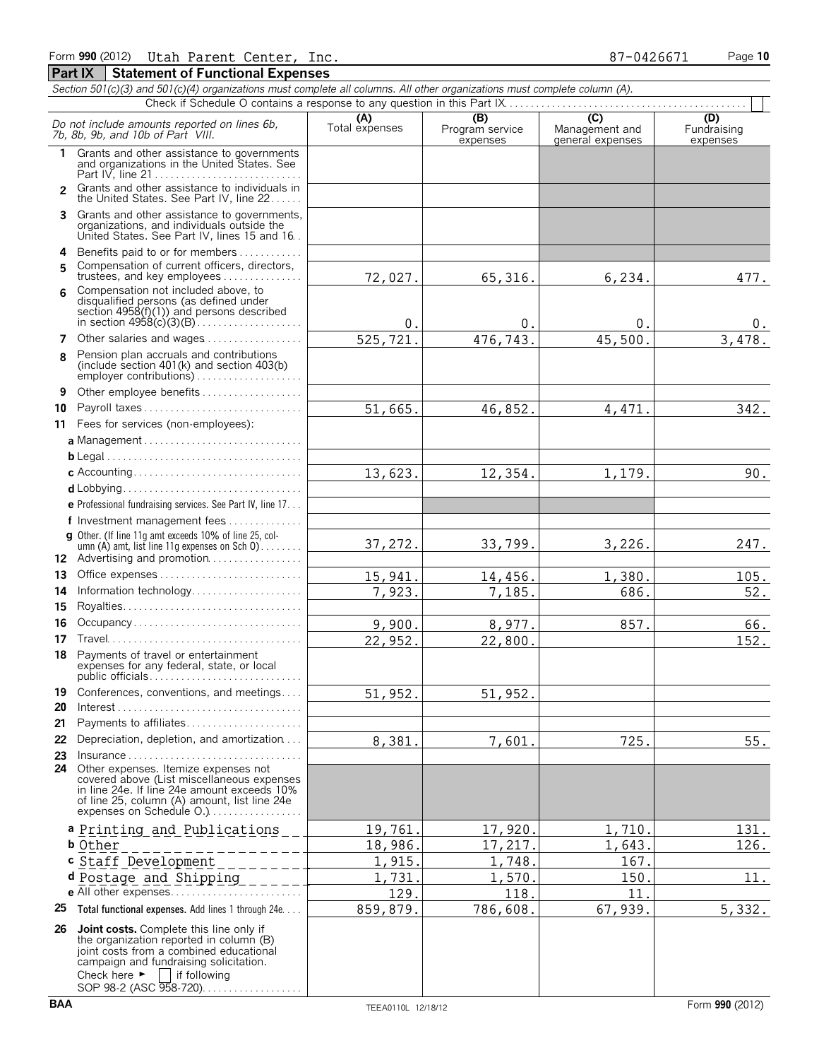Form **990** (2012) Utah Parent Center, Inc. 87-0426671

## Part IX Statement of Functional Expenses

*Section 501(c)(3) and 501(c)(4) organizations must complete all columns. All other organizations must complete column (A).*

Check if Schedule O contains a response to any question in this Part IX . . . ☐

| *Do not include amounts reported on lines 6b, 7b, 8b, 9b, and 10b of Part VIII.* | (A) Total expenses | (B) Program service expenses | (C) Management and general expenses | (D) Fundraising expenses |
|---|---|---|---|---|
| **1** Grants and other assistance to governments and organizations in the United States. See Part IV, line 21 | | | | |
| **2** Grants and other assistance to individuals in the United States. See Part IV, line 22 | | | | |
| **3** Grants and other assistance to governments, organizations, and individuals outside the United States. See Part IV, lines 15 and 16 | | | | |
| **4** Benefits paid to or for members | | | | |
| **5** Compensation of current officers, directors, trustees, and key employees | 72,027. | 65,316. | 6,234. | 477. |
| **6** Compensation not included above, to disqualified persons (as defined under section 4958(f)(1)) and persons described in section 4958(c)(3)(B) | 0. | 0. | 0. | 0. |
| **7** Other salaries and wages | 525,721. | 476,743. | 45,500. | 3,478. |
| **8** Pension plan accruals and contributions (include section 401(k) and section 403(b) employer contributions) | | | | |
| **9** Other employee benefits | | | | |
| **10** Payroll taxes | 51,665. | 46,852. | 4,471. | 342. |
| **11** Fees for services (non-employees): | | | | |
| **a** Management | | | | |
| **b** Legal | | | | |
| **c** Accounting | 13,623. | 12,354. | 1,179. | 90. |
| **d** Lobbying | | | | |
| **e** Professional fundraising services. See Part IV, line 17 | | | | |
| **f** Investment management fees | | | | |
| **g** Other. (If line 11g amt exceeds 10% of line 25, column (A) amt, list line 11g expenses on Sch O) | 37,272. | 33,799. | 3,226. | 247. |
| **12** Advertising and promotion | | | | |
| **13** Office expenses | 15,941. | 14,456. | 1,380. | 105. |
| **14** Information technology | 7,923. | 7,185. | 686. | 52. |
| **15** Royalties | | | | |
| **16** Occupancy | 9,900. | 8,977. | 857. | 66. |
| **17** Travel | 22,952. | 22,800. | | 152. |
| **18** Payments of travel or entertainment expenses for any federal, state, or local public officials | | | | |
| **19** Conferences, conventions, and meetings | 51,952. | 51,952. | | |
| **20** Interest | | | | |
| **21** Payments to affiliates | | | | |
| **22** Depreciation, depletion, and amortization | 8,381. | 7,601. | 725. | 55. |
| **23** Insurance | | | | |
| **24** Other expenses. Itemize expenses not covered above (List miscellaneous expenses in line 24e. If line 24e amount exceeds 10% of line 25, column (A) amount, list line 24e expenses on Schedule O.) | | | | |
| **a** Printing and Publications | 19,761. | 17,920. | 1,710. | 131. |
| **b** Other | 18,986. | 17,217. | 1,643. | 126. |
| **c** Staff Development | 1,915. | 1,748. | 167. | |
| **d** Postage and Shipping | 1,731. | 1,570. | 150. | 11. |
| **e** All other expenses | 129. | 118. | 11. | |
| **25** **Total functional expenses.** Add lines 1 through 24e | 859,879. | 786,608. | 67,939. | 5,332. |
| **26** **Joint costs.** Complete this line only if the organization reported in column (B) joint costs from a combined educational campaign and fundraising solicitation. Check here ► ☐ if following SOP 98-2 (ASC 958-720) | | | | |

BAA TEEA0110L 12/18/12 Form **990** (2012)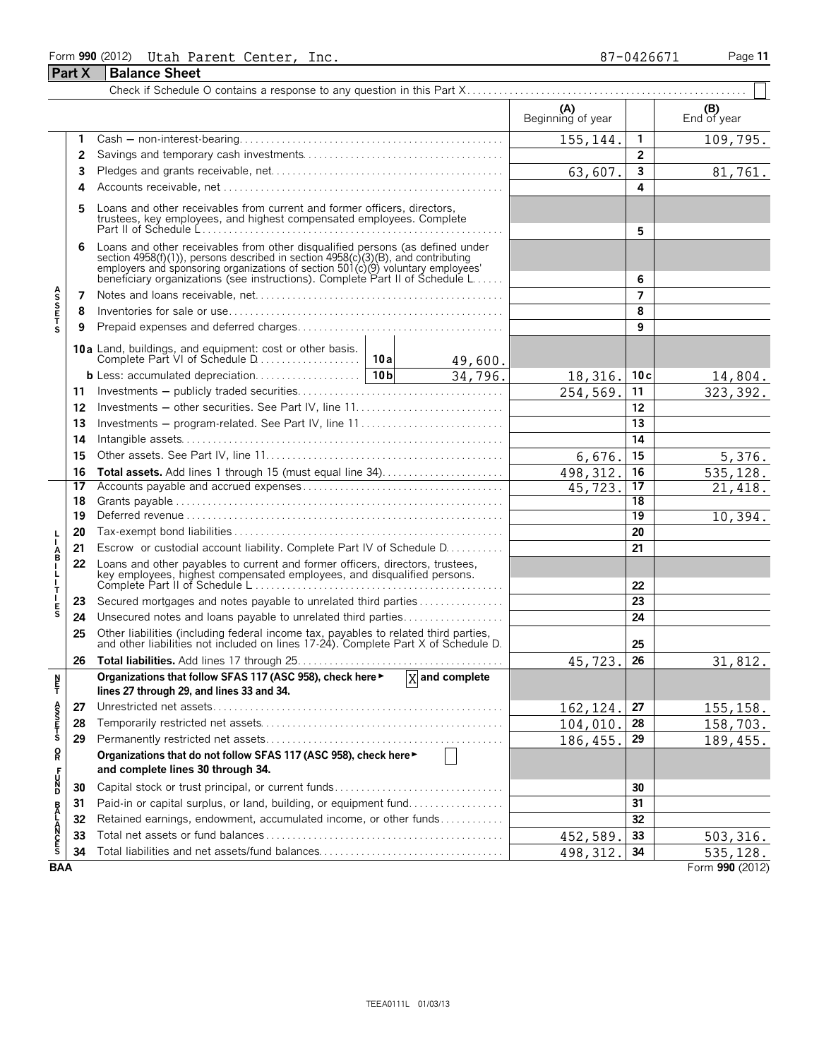Form **990** (2012) Utah Parent Center, Inc. 87-0426671

## Part X Balance Sheet

Check if Schedule O contains a response to any question in this Part X . . . . . ☐

| | | | (A) Beginning of year | | (B) End of year |
|---|---|---|---|---|---|
| **Assets** | 1 | Cash — non-interest-bearing | 155,144. | 1 | 109,795. |
| | 2 | Savings and temporary cash investments | | 2 | |
| | 3 | Pledges and grants receivable, net | 63,607. | 3 | 81,761. |
| | 4 | Accounts receivable, net | | 4 | |
| | 5 | Loans and other receivables from current and former officers, directors, trustees, key employees, and highest compensated employees. Complete Part II of Schedule L | | 5 | |
| | 6 | Loans and other receivables from other disqualified persons (as defined under section 4958(f)(1)), persons described in section 4958(c)(3)(B), and contributing employers and sponsoring organizations of section 501(c)(9) voluntary employees' beneficiary organizations (see instructions). Complete Part II of Schedule L | | 6 | |
| | 7 | Notes and loans receivable, net | | 7 | |
| | 8 | Inventories for sale or use | | 8 | |
| | 9 | Prepaid expenses and deferred charges | | 9 | |
| | 10a | Land, buildings, and equipment: cost or other basis. Complete Part VI of Schedule D . . . 10a 49,600. | | | |
| | b | Less: accumulated depreciation . . . 10b 34,796. | 18,316. | 10c | 14,804. |
| | 11 | Investments — publicly traded securities | 254,569. | 11 | 323,392. |
| | 12 | Investments — other securities. See Part IV, line 11 | | 12 | |
| | 13 | Investments — program-related. See Part IV, line 11 | | 13 | |
| | 14 | Intangible assets | | 14 | |
| | 15 | Other assets. See Part IV, line 11 | 6,676. | 15 | 5,376. |
| | 16 | **Total assets.** Add lines 1 through 15 (must equal line 34) | 498,312. | 16 | 535,128. |
| **Liabilities** | 17 | Accounts payable and accrued expenses | 45,723. | 17 | 21,418. |
| | 18 | Grants payable | | 18 | |
| | 19 | Deferred revenue | | 19 | 10,394. |
| | 20 | Tax-exempt bond liabilities | | 20 | |
| | 21 | Escrow or custodial account liability. Complete Part IV of Schedule D | | 21 | |
| | 22 | Loans and other payables to current and former officers, directors, trustees, key employees, highest compensated employees, and disqualified persons. Complete Part II of Schedule L | | 22 | |
| | 23 | Secured mortgages and notes payable to unrelated third parties | | 23 | |
| | 24 | Unsecured notes and loans payable to unrelated third parties | | 24 | |
| | 25 | Other liabilities (including federal income tax, payables to related third parties, and other liabilities not included on lines 17-24). Complete Part X of Schedule D | | 25 | |
| | 26 | **Total liabilities.** Add lines 17 through 25 | 45,723. | 26 | 31,812. |
| **Net Assets or Fund Balances** | | **Organizations that follow SFAS 117 (ASC 958), check here ▶ [X] and complete lines 27 through 29, and lines 33 and 34.** | | | |
| | 27 | Unrestricted net assets | 162,124. | 27 | 155,158. |
| | 28 | Temporarily restricted net assets | 104,010. | 28 | 158,703. |
| | 29 | Permanently restricted net assets | 186,455. | 29 | 189,455. |
| | | **Organizations that do not follow SFAS 117 (ASC 958), check here ▶ [ ] and complete lines 30 through 34.** | | | |
| | 30 | Capital stock or trust principal, or current funds | | 30 | |
| | 31 | Paid-in or capital surplus, or land, building, or equipment fund | | 31 | |
| | 32 | Retained earnings, endowment, accumulated income, or other funds | | 32 | |
| | 33 | Total net assets or fund balances | 452,589. | 33 | 503,316. |
| | 34 | Total liabilities and net assets/fund balances | 498,312. | 34 | 535,128. |

BAA Form **990** (2012)

TEEA0111L 01/03/13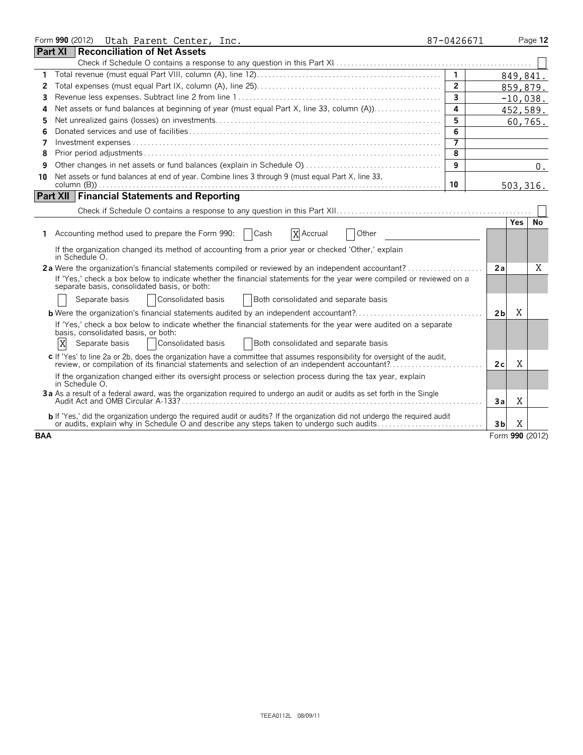Form **990** (2012) Utah Parent Center, Inc. 87-0426671

## Part XI Reconciliation of Net Assets

Check if Schedule O contains a response to any question in this Part XI . . . . . . . . ☐

| | | | |
|---|---|---|---|
| 1 | Total revenue (must equal Part VIII, column (A), line 12) | 1 | 849,841. |
| 2 | Total expenses (must equal Part IX, column (A), line 25) | 2 | 859,879. |
| 3 | Revenue less expenses. Subtract line 2 from line 1 | 3 | -10,038. |
| 4 | Net assets or fund balances at beginning of year (must equal Part X, line 33, column (A)) | 4 | 452,589. |
| 5 | Net unrealized gains (losses) on investments | 5 | 60,765. |
| 6 | Donated services and use of facilities | 6 | |
| 7 | Investment expenses | 7 | |
| 8 | Prior period adjustments | 8 | |
| 9 | Other changes in net assets or fund balances (explain in Schedule O) | 9 | 0. |
| 10 | Net assets or fund balances at end of year. Combine lines 3 through 9 (must equal Part X, line 33, column (B)) | 10 | 503,316. |

## Part XII Financial Statements and Reporting

Check if Schedule O contains a response to any question in this Part XII . . . . . . . . ☐

| | | | Yes | No |
|---|---|---|---|---|
| 1 | Accounting method used to prepare the Form 990: ☐ Cash ☒ Accrual ☐ Other<br>If the organization changed its method of accounting from a prior year or checked 'Other,' explain in Schedule O. | | | |
| 2a | Were the organization's financial statements compiled or reviewed by an independent accountant?<br>If 'Yes,' check a box below to indicate whether the financial statements for the year were compiled or reviewed on a separate basis, consolidated basis, or both:<br>☐ Separate basis ☐ Consolidated basis ☐ Both consolidated and separate basis | 2a | | X |
| b | Were the organization's financial statements audited by an independent accountant?<br>If 'Yes,' check a box below to indicate whether the financial statements for the year were audited on a separate basis, consolidated basis, or both:<br>☒ Separate basis ☐ Consolidated basis ☐ Both consolidated and separate basis | 2b | X | |
| c | If 'Yes' to line 2a or 2b, does the organization have a committee that assumes responsibility for oversight of the audit, review, or compilation of its financial statements and selection of an independent accountant?<br>If the organization changed either its oversight process or selection process during the tax year, explain in Schedule O. | 2c | X | |
| 3a | As a result of a federal award, was the organization required to undergo an audit or audits as set forth in the Single Audit Act and OMB Circular A-133? | 3a | X | |
| b | If 'Yes,' did the organization undergo the required audit or audits? If the organization did not undergo the required audit or audits, explain why in Schedule O and describe any steps taken to undergo such audits | 3b | X | |

BAA Form **990** (2012)

TEEA0112L 08/09/11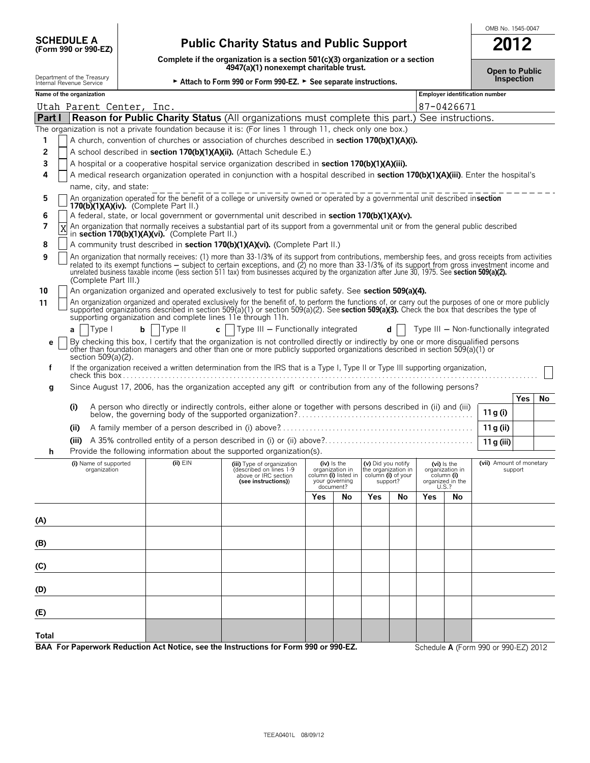**SCHEDULE A (Form 990 or 990-EZ)**

Department of the Treasury
Internal Revenue Service

# Public Charity Status and Public Support

**Complete if the organization is a section 501(c)(3) organization or a section 4947(a)(1) nonexempt charitable trust.**

► **Attach to Form 990 or Form 990-EZ.** ► **See separate instructions.**

OMB No. 1545-0047

**2012**

**Open to Public Inspection**

**Name of the organization:** Utah Parent Center, Inc.

**Employer identification number:** 87-0426671

## Part I Reason for Public Charity Status (All organizations must complete this part.) See instructions.

The organization is not a private foundation because it is: (For lines 1 through 11, check only one box.)

1. [ ] A church, convention of churches or association of churches described in **section 170(b)(1)(A)(i).**
2. [ ] A school described in **section 170(b)(1)(A)(ii).** (Attach Schedule E.)
3. [ ] A hospital or a cooperative hospital service organization described in **section 170(b)(1)(A)(iii).**
4. [ ] A medical research organization operated in conjunction with a hospital described in **section 170(b)(1)(A)(iii)**. Enter the hospital's name, city, and state:
5. [ ] An organization operated for the benefit of a college or university owned or operated by a governmental unit described in **section 170(b)(1)(A)(iv).** (Complete Part II.)
6. [ ] A federal, state, or local government or governmental unit described in **section 170(b)(1)(A)(v).**
7. [X] An organization that normally receives a substantial part of its support from a governmental unit or from the general public described in **section 170(b)(1)(A)(vi).** (Complete Part II.)
8. [ ] A community trust described in **section 170(b)(1)(A)(vi).** (Complete Part II.)
9. [ ] An organization that normally receives: (1) more than 33-1/3% of its support from contributions, membership fees, and gross receipts from activities related to its exempt functions – subject to certain exceptions, and (2) no more than 33-1/3% of its support from gross investment income and unrelated business taxable income (less section 511 tax) from businesses acquired by the organization after June 30, 1975. See **section 509(a)(2).** (Complete Part III.)
10. [ ] An organization organized and operated exclusively to test for public safety. See **section 509(a)(4).**
11. [ ] An organization organized and operated exclusively for the benefit of, to perform the functions of, or carry out the purposes of one or more publicly supported organizations described in section 509(a)(1) or section 509(a)(2). See **section 509(a)(3).** Check the box that describes the type of supporting organization and complete lines 11e through 11h.

   **a** [ ] Type I **b** [ ] Type II **c** [ ] Type III – Functionally integrated **d** [ ] Type III – Non-functionally integrated

   **e** [ ] By checking this box, I certify that the organization is not controlled directly or indirectly by one or more disqualified persons other than foundation managers and other than one or more publicly supported organizations described in section 509(a)(1) or section 509(a)(2).

   **f** If the organization received a written determination from the IRS that is a Type I, Type II or Type III supporting organization, check this box [ ]

   **g** Since August 17, 2006, has the organization accepted any gift or contribution from any of the following persons?

| | | | Yes | No |
|---|---|---|---|---|
| (i) | A person who directly or indirectly controls, either alone or together with persons described in (ii) and (iii) below, the governing body of the supported organization? | 11 g (i) | | |
| (ii) | A family member of a person described in (i) above? | 11 g (ii) | | |
| (iii) | A 35% controlled entity of a person described in (i) or (ii) above? | 11 g (iii) | | |

   **h** Provide the following information about the supported organization(s).

| | (i) Name of supported organization | (ii) EIN | (iii) Type of organization (described on lines 1-9 above or IRC section (see instructions)) | (iv) Is the organization in column (i) listed in your governing document? | | (v) Did you notify the organization in column (i) of your support? | | (vi) Is the organization in column (i) organized in the U.S.? | | (vii) Amount of monetary support |
|---|---|---|---|---|---|---|---|---|---|---|
| | | | | Yes | No | Yes | No | Yes | No | |
| (A) | | | | | | | | | | |
| (B) | | | | | | | | | | |
| (C) | | | | | | | | | | |
| (D) | | | | | | | | | | |
| (E) | | | | | | | | | | |
| Total | | | | | | | | | | |

**BAA For Paperwork Reduction Act Notice, see the Instructions for Form 990 or 990-EZ.**

Schedule **A** (Form 990 or 990-EZ) 2012

TEEA0401L 08/09/12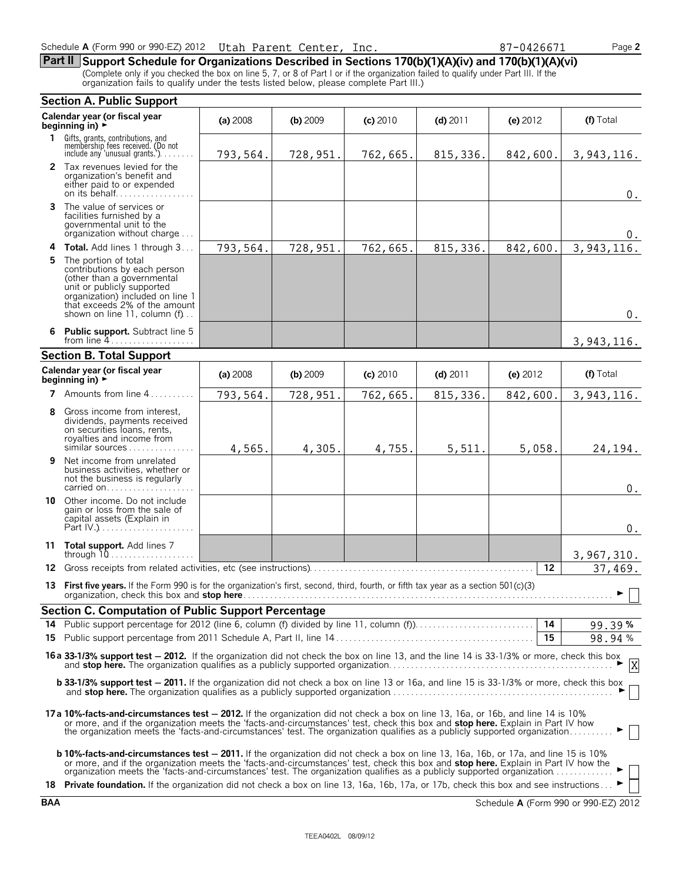Schedule A (Form 990 or 990-EZ) 2012 Utah Parent Center, Inc. 87-0426671

## Part II Support Schedule for Organizations Described in Sections 170(b)(1)(A)(iv) and 170(b)(1)(A)(vi)

(Complete only if you checked the box on line 5, 7, or 8 of Part I or if the organization failed to qualify under Part III. If the organization fails to qualify under the tests listed below, please complete Part III.)

### Section A. Public Support

| Calendar year (or fiscal year beginning in) ► | (a) 2008 | (b) 2009 | (c) 2010 | (d) 2011 | (e) 2012 | (f) Total |
|---|---|---|---|---|---|---|
| 1 Gifts, grants, contributions, and membership fees received. (Do not include any 'unusual grants.') | 793,564. | 728,951. | 762,665. | 815,336. | 842,600. | 3,943,116. |
| 2 Tax revenues levied for the organization's benefit and either paid to or expended on its behalf | | | | | | 0. |
| 3 The value of services or facilities furnished by a governmental unit to the organization without charge | | | | | | 0. |
| 4 **Total.** Add lines 1 through 3 | 793,564. | 728,951. | 762,665. | 815,336. | 842,600. | 3,943,116. |
| 5 The portion of total contributions by each person (other than a governmental unit or publicly supported organization) included on line 1 that exceeds 2% of the amount shown on line 11, column (f) | | | | | | 0. |
| 6 **Public support.** Subtract line 5 from line 4 | | | | | | 3,943,116. |

### Section B. Total Support

| Calendar year (or fiscal year beginning in) ► | (a) 2008 | (b) 2009 | (c) 2010 | (d) 2011 | (e) 2012 | (f) Total |
|---|---|---|---|---|---|---|
| 7 Amounts from line 4 | 793,564. | 728,951. | 762,665. | 815,336. | 842,600. | 3,943,116. |
| 8 Gross income from interest, dividends, payments received on securities loans, rents, royalties and income from similar sources | 4,565. | 4,305. | 4,755. | 5,511. | 5,058. | 24,194. |
| 9 Net income from unrelated business activities, whether or not the business is regularly carried on | | | | | | 0. |
| 10 Other income. Do not include gain or loss from the sale of capital assets (Explain in Part IV.) | | | | | | 0. |
| 11 **Total support.** Add lines 7 through 10 | | | | | | 3,967,310. |

12 Gross receipts from related activities, etc (see instructions) — 12 — 37,469.

13 **First five years.** If the Form 990 is for the organization's first, second, third, fourth, or fifth tax year as a section 501(c)(3) organization, check this box and **stop here** ► ☐

### Section C. Computation of Public Support Percentage

14 Public support percentage for 2012 (line 6, column (f) divided by line 11, column (f)) — 14 — 99.39 %

15 Public support percentage from 2011 Schedule A, Part II, line 14 — 15 — 98.94 %

**16a 33-1/3% support test — 2012.** If the organization did not check the box on line 13, and the line 14 is 33-1/3% or more, check this box and **stop here.** The organization qualifies as a publicly supported organization ► ☒

**b 33-1/3% support test — 2011.** If the organization did not check a box on line 13 or 16a, and line 15 is 33-1/3% or more, check this box and **stop here.** The organization qualifies as a publicly supported organization ► ☐

**17a 10%-facts-and-circumstances test — 2012.** If the organization did not check a box on line 13, 16a, or 16b, and line 14 is 10% or more, and if the organization meets the 'facts-and-circumstances' test, check this box and **stop here.** Explain in Part IV how the organization meets the 'facts-and-circumstances' test. The organization qualifies as a publicly supported organization ► ☐

**b 10%-facts-and-circumstances test — 2011.** If the organization did not check a box on line 13, 16a, 16b, or 17a, and line 15 is 10% or more, and if the organization meets the 'facts-and-circumstances' test, check this box and **stop here.** Explain in Part IV how the organization meets the 'facts-and-circumstances' test. The organization qualifies as a publicly supported organization ► ☐

18 **Private foundation.** If the organization did not check a box on line 13, 16a, 16b, 17a, or 17b, check this box and see instructions ► ☐

BAA Schedule A (Form 990 or 990-EZ) 2012

TEEA0402L 08/09/12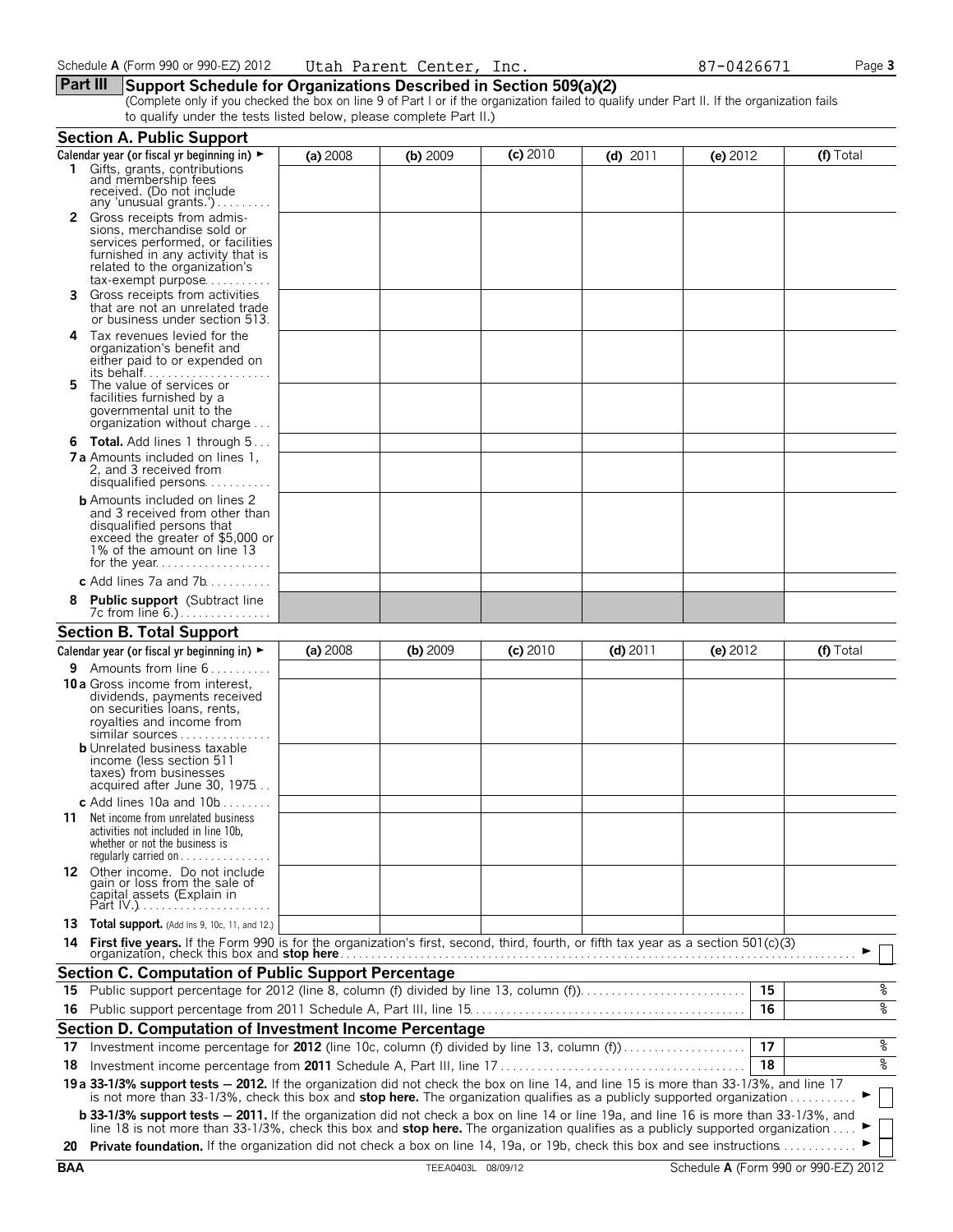Schedule A (Form 990 or 990-EZ) 2012 Utah Parent Center, Inc. 87-0426671 Page 3

## Part III Support Schedule for Organizations Described in Section 509(a)(2)

(Complete only if you checked the box on line 9 of Part I or if the organization failed to qualify under Part II. If the organization fails to qualify under the tests listed below, please complete Part II.)

### Section A. Public Support

| Calendar year (or fiscal yr beginning in) ► | (a) 2008 | (b) 2009 | (c) 2010 | (d) 2011 | (e) 2012 | (f) Total |
|---|---|---|---|---|---|---|
| 1 Gifts, grants, contributions and membership fees received. (Do not include any 'unusual grants.') | | | | | | |
| 2 Gross receipts from admissions, merchandise sold or services performed, or facilities furnished in any activity that is related to the organization's tax-exempt purpose | | | | | | |
| 3 Gross receipts from activities that are not an unrelated trade or business under section 513. | | | | | | |
| 4 Tax revenues levied for the organization's benefit and either paid to or expended on its behalf | | | | | | |
| 5 The value of services or facilities furnished by a governmental unit to the organization without charge | | | | | | |
| 6 **Total.** Add lines 1 through 5 | | | | | | |
| 7a Amounts included on lines 1, 2, and 3 received from disqualified persons | | | | | | |
| b Amounts included on lines 2 and 3 received from other than disqualified persons that exceed the greater of $5,000 or 1% of the amount on line 13 for the year | | | | | | |
| c Add lines 7a and 7b | | | | | | |
| 8 **Public support** (Subtract line 7c from line 6.) | | | | | | |

### Section B. Total Support

| Calendar year (or fiscal yr beginning in) ► | (a) 2008 | (b) 2009 | (c) 2010 | (d) 2011 | (e) 2012 | (f) Total |
|---|---|---|---|---|---|---|
| 9 Amounts from line 6 | | | | | | |
| 10a Gross income from interest, dividends, payments received on securities loans, rents, royalties and income from similar sources | | | | | | |
| b Unrelated business taxable income (less section 511 taxes) from businesses acquired after June 30, 1975 | | | | | | |
| c Add lines 10a and 10b | | | | | | |
| 11 Net income from unrelated business activities not included in line 10b, whether or not the business is regularly carried on | | | | | | |
| 12 Other income. Do not include gain or loss from the sale of capital assets (Explain in Part IV.) | | | | | | |
| 13 **Total support.** (Add lns 9, 10c, 11, and 12.) | | | | | | |

14 **First five years.** If the Form 990 is for the organization's first, second, third, fourth, or fifth tax year as a section 501(c)(3) organization, check this box and **stop here** ► ☐

### Section C. Computation of Public Support Percentage

| | | | |
|---|---|---|---|
| 15 | Public support percentage for 2012 (line 8, column (f) divided by line 13, column (f)) | 15 | % |
| 16 | Public support percentage from 2011 Schedule A, Part III, line 15 | 16 | % |

### Section D. Computation of Investment Income Percentage

| | | | |
|---|---|---|---|
| 17 | Investment income percentage for **2012** (line 10c, column (f) divided by line 13, column (f)) | 17 | % |
| 18 | Investment income percentage from **2011** Schedule A, Part III, line 17 | 18 | % |

19a **33-1/3% support tests — 2012.** If the organization did not check the box on line 14, and line 15 is more than 33-1/3%, and line 17 is not more than 33-1/3%, check this box and **stop here.** The organization qualifies as a publicly supported organization ► ☐

b **33-1/3% support tests — 2011.** If the organization did not check a box on line 14 or line 19a, and line 16 is more than 33-1/3%, and line 18 is not more than 33-1/3%, check this box and **stop here.** The organization qualifies as a publicly supported organization ► ☐

20 **Private foundation.** If the organization did not check a box on line 14, 19a, or 19b, check this box and see instructions ► ☐

BAA TEEA0403L 08/09/12 Schedule A (Form 990 or 990-EZ) 2012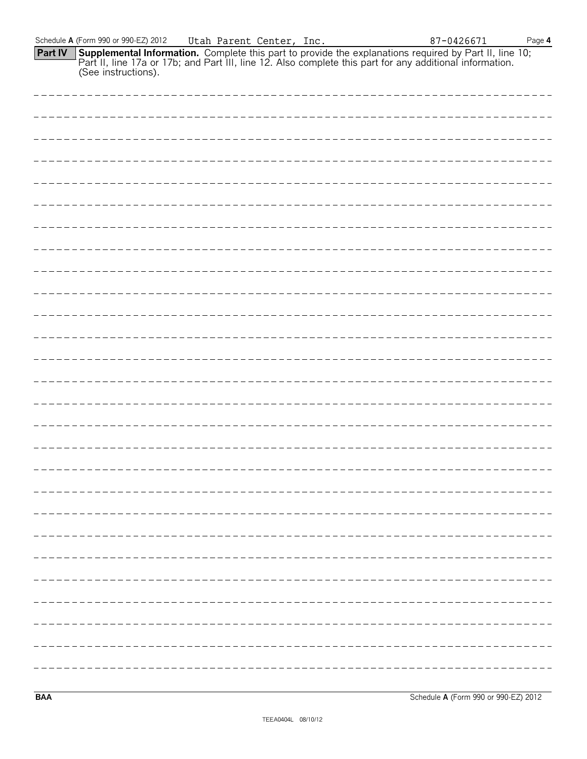**Part IV** **Supplemental Information.** Complete this part to provide the explanations required by Part II, line 10; Part II, line 17a or 17b; and Part III, line 12. Also complete this part for any additional information. (See instructions).

BAA

TEEA0404L 08/10/12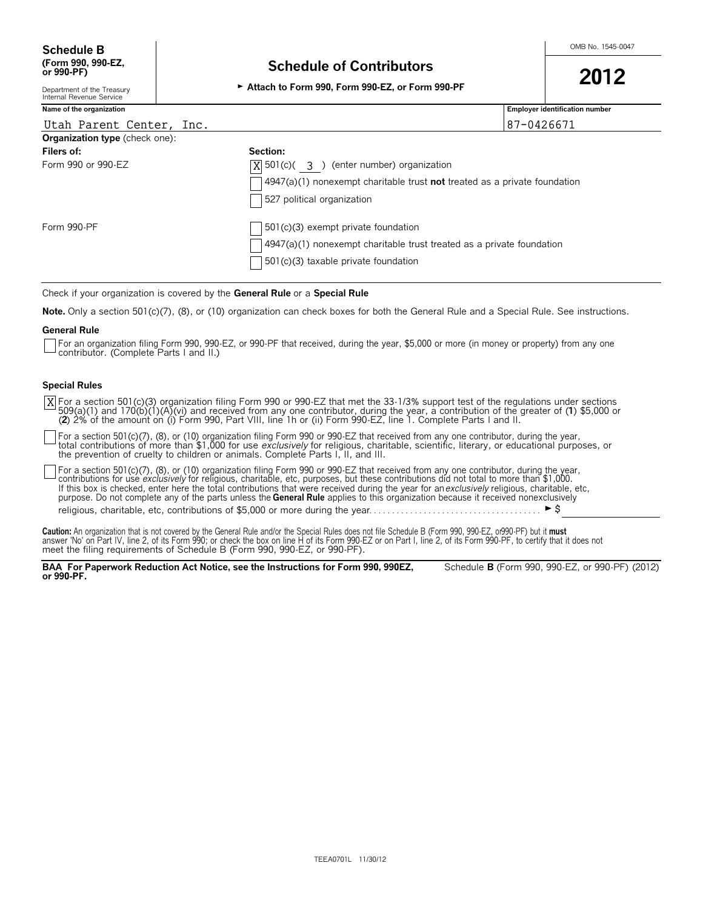**Schedule B**
**(Form 990, 990-EZ, or 990-PF)**

Department of the Treasury
Internal Revenue Service

# Schedule of Contributors

► **Attach to Form 990, Form 990-EZ, or Form 990-PF**

OMB No. 1545-0047

**2012**

| Name of the organization | Employer identification number |
| --- | --- |
| Utah Parent Center, Inc. | 87-0426671 |

**Organization type** (check one):

| Filers of: | Section: |
| --- | --- |
| Form 990 or 990-EZ | [X] 501(c)( 3 ) (enter number) organization |
| | [ ] 4947(a)(1) nonexempt charitable trust **not** treated as a private foundation |
| | [ ] 527 political organization |
| Form 990-PF | [ ] 501(c)(3) exempt private foundation |
| | [ ] 4947(a)(1) nonexempt charitable trust treated as a private foundation |
| | [ ] 501(c)(3) taxable private foundation |

Check if your organization is covered by the **General Rule** or a **Special Rule**

**Note.** Only a section 501(c)(7), (8), or (10) organization can check boxes for both the General Rule and a Special Rule. See instructions.

### General Rule

[ ] For an organization filing Form 990, 990-EZ, or 990-PF that received, during the year, $5,000 or more (in money or property) from any one contributor. (Complete Parts I and II.)

### Special Rules

[X] For a section 501(c)(3) organization filing Form 990 or 990-EZ that met the 33-1/3% support test of the regulations under sections 509(a)(1) and 170(b)(1)(A)(vi) and received from any one contributor, during the year, a contribution of the greater of (**1**) $5,000 or (**2**) 2% of the amount on (i) Form 990, Part VIII, line 1h or (ii) Form 990-EZ, line 1. Complete Parts I and II.

[ ] For a section 501(c)(7), (8), or (10) organization filing Form 990 or 990-EZ that received from any one contributor, during the year, total contributions of more than $1,000 for use *exclusively* for religious, charitable, scientific, literary, or educational purposes, or the prevention of cruelty to children or animals. Complete Parts I, II, and III.

[ ] For a section 501(c)(7), (8), or (10) organization filing Form 990 or 990-EZ that received from any one contributor, during the year, contributions for use *exclusively* for religious, charitable, etc, purposes, but these contributions did not total to more than $1,000. If this box is checked, enter here the total contributions that were received during the year for an *exclusively* religious, charitable, etc, purpose. Do not complete any of the parts unless the **General Rule** applies to this organization because it received nonexclusively religious, charitable, etc, contributions of $5,000 or more during the year. . . . . . . . . . . . . . . . . . . . . . . . . . . . . . . . . . . . . . ► $

**Caution:** An organization that is not covered by the General Rule and/or the Special Rules does not file Schedule B (Form 990, 990-EZ, or990-PF) but it **must** answer 'No' on Part IV, line 2, of its Form 990; or check the box on line H of its Form 990-EZ or on Part I, line 2, of its Form 990-PF, to certify that it does not meet the filing requirements of Schedule B (Form 990, 990-EZ, or 990-PF).

**BAA For Paperwork Reduction Act Notice, see the Instructions for Form 990, 990EZ, or 990-PF.** Schedule **B** (Form 990, 990-EZ, or 990-PF) (2012)

TEEA0701L 11/30/12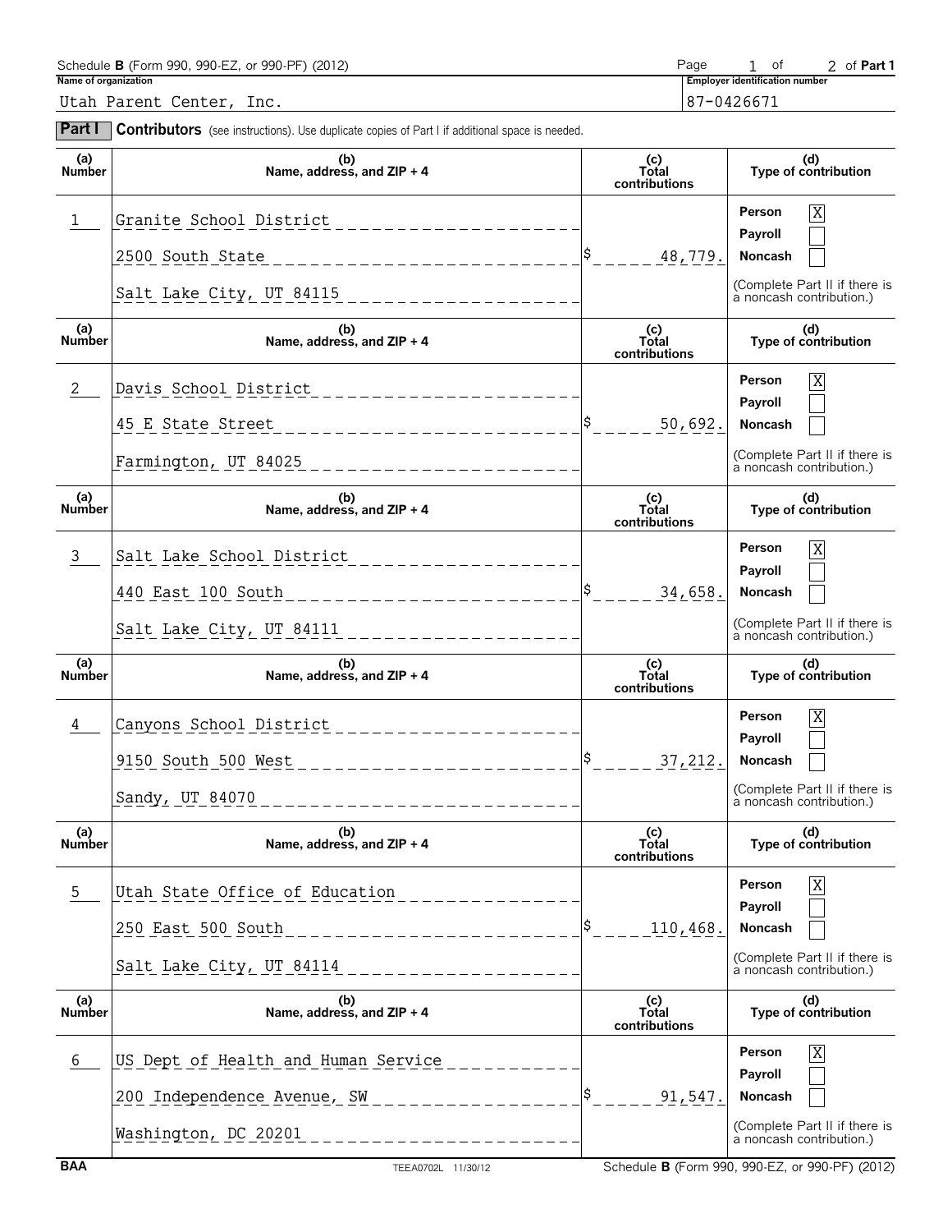Schedule **B** (Form 990, 990-EZ, or 990-PF) (2012) Page 1 of 2 of **Part 1**

**Name of organization**

Utah Parent Center, Inc.

**Employer identification number**

87-0426671

**Part I** **Contributors** (see instructions). Use duplicate copies of Part I if additional space is needed.

| (a) Number | (b) Name, address, and ZIP + 4 | (c) Total contributions | (d) Type of contribution |
|---|---|---|---|
| 1 | Granite School District<br>2500 South State<br>Salt Lake City, UT 84115 | $ 48,779. | Person [X]<br>Payroll [ ]<br>Noncash [ ]<br>(Complete Part II if there is a noncash contribution.) |
| 2 | Davis School District<br>45 E State Street<br>Farmington, UT 84025 | $ 50,692. | Person [X]<br>Payroll [ ]<br>Noncash [ ]<br>(Complete Part II if there is a noncash contribution.) |
| 3 | Salt Lake School District<br>440 East 100 South<br>Salt Lake City, UT 84111 | $ 34,658. | Person [X]<br>Payroll [ ]<br>Noncash [ ]<br>(Complete Part II if there is a noncash contribution.) |
| 4 | Canyons School District<br>9150 South 500 West<br>Sandy, UT 84070 | $ 37,212. | Person [X]<br>Payroll [ ]<br>Noncash [ ]<br>(Complete Part II if there is a noncash contribution.) |
| 5 | Utah State Office of Education<br>250 East 500 South<br>Salt Lake City, UT 84114 | $ 110,468. | Person [X]<br>Payroll [ ]<br>Noncash [ ]<br>(Complete Part II if there is a noncash contribution.) |
| 6 | US Dept of Health and Human Service<br>200 Independence Avenue, SW<br>Washington, DC 20201 | $ 91,547. | Person [X]<br>Payroll [ ]<br>Noncash [ ]<br>(Complete Part II if there is a noncash contribution.) |

BAA TEEA0702L 11/30/12 Schedule **B** (Form 990, 990-EZ, or 990-PF) (2012)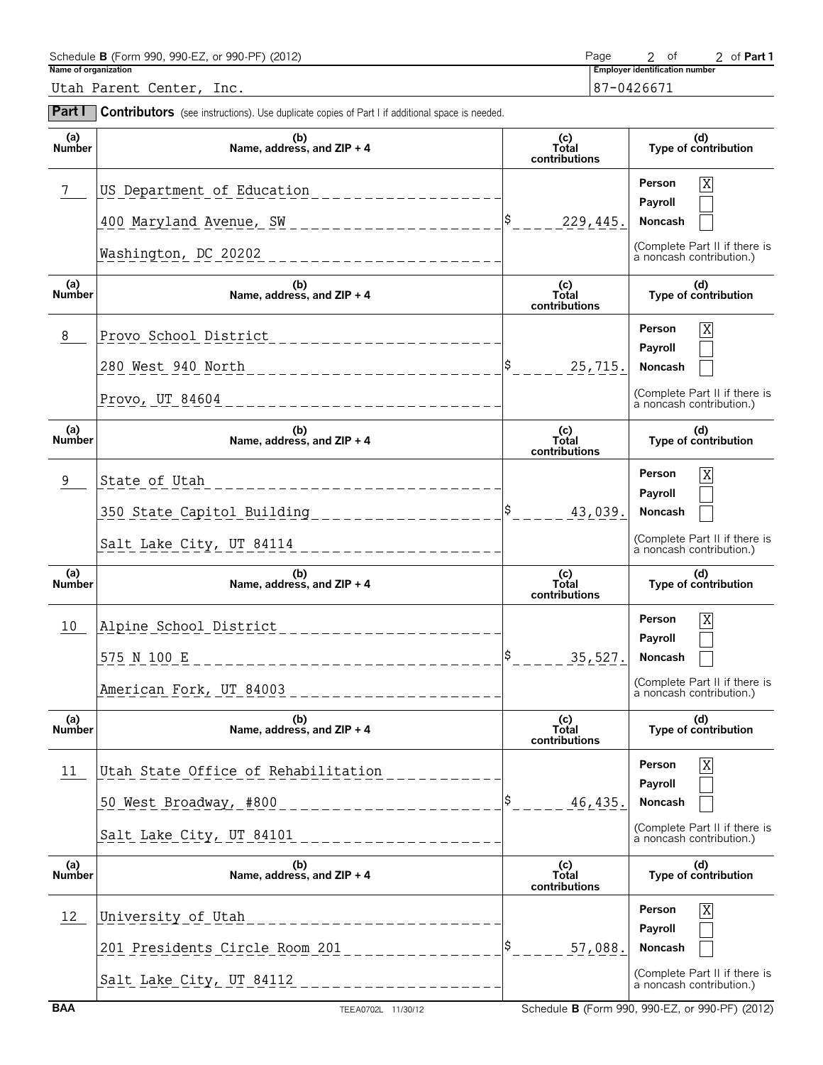Schedule **B** (Form 990, 990-EZ, or 990-PF) (2012) — Page 2 of 2 of **Part 1**

**Name of organization**

Utah Parent Center, Inc.

**Employer identification number**

87-0426671

**Part I** **Contributors** (see instructions). Use duplicate copies of Part I if additional space is needed.

| (a) Number | (b) Name, address, and ZIP + 4 | (c) Total contributions | (d) Type of contribution |
|---|---|---|---|
| 7 | US Department of Education<br>400 Maryland Avenue, SW<br>Washington, DC 20202 | $ 229,445. | Person [X]<br>Payroll [ ]<br>Noncash [ ]<br>(Complete Part II if there is a noncash contribution.) |
| 8 | Provo School District<br>280 West 940 North<br>Provo, UT 84604 | $ 25,715. | Person [X]<br>Payroll [ ]<br>Noncash [ ]<br>(Complete Part II if there is a noncash contribution.) |
| 9 | State of Utah<br>350 State Capitol Building<br>Salt Lake City, UT 84114 | $ 43,039. | Person [X]<br>Payroll [ ]<br>Noncash [ ]<br>(Complete Part II if there is a noncash contribution.) |
| 10 | Alpine School District<br>575 N 100 E<br>American Fork, UT 84003 | $ 35,527. | Person [X]<br>Payroll [ ]<br>Noncash [ ]<br>(Complete Part II if there is a noncash contribution.) |
| 11 | Utah State Office of Rehabilitation<br>50 West Broadway, #800<br>Salt Lake City, UT 84101 | $ 46,435. | Person [X]<br>Payroll [ ]<br>Noncash [ ]<br>(Complete Part II if there is a noncash contribution.) |
| 12 | University of Utah<br>201 Presidents Circle Room 201<br>Salt Lake City, UT 84112 | $ 57,088. | Person [X]<br>Payroll [ ]<br>Noncash [ ]<br>(Complete Part II if there is a noncash contribution.) |

BAA TEEA0702L 11/30/12 Schedule **B** (Form 990, 990-EZ, or 990-PF) (2012)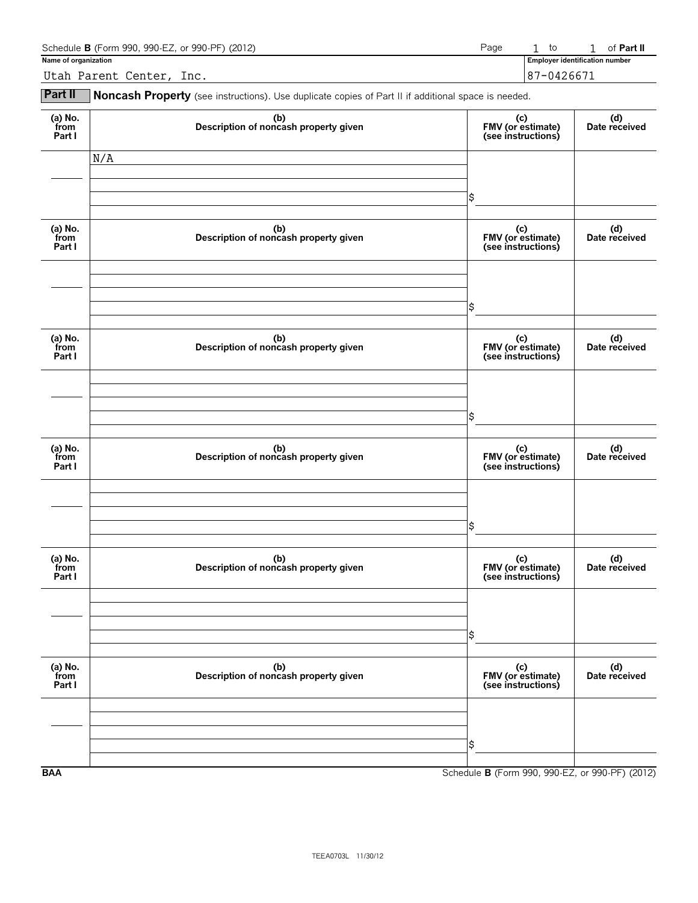Schedule **B** (Form 990, 990-EZ, or 990-PF) (2012) Page 1 to 1 of **Part II**

**Name of organization**

Utah Parent Center, Inc.

**Employer identification number**

87-0426671

**Part II** **Noncash Property** (see instructions). Use duplicate copies of Part II if additional space is needed.

| (a) No. from Part I | (b) Description of noncash property given | (c) FMV (or estimate) (see instructions) | (d) Date received |
|---|---|---|---|
| | N/A | $ | |

| (a) No. from Part I | (b) Description of noncash property given | (c) FMV (or estimate) (see instructions) | (d) Date received |
|---|---|---|---|
| | | $ | |

| (a) No. from Part I | (b) Description of noncash property given | (c) FMV (or estimate) (see instructions) | (d) Date received |
|---|---|---|---|
| | | $ | |

| (a) No. from Part I | (b) Description of noncash property given | (c) FMV (or estimate) (see instructions) | (d) Date received |
|---|---|---|---|
| | | $ | |

| (a) No. from Part I | (b) Description of noncash property given | (c) FMV (or estimate) (see instructions) | (d) Date received |
|---|---|---|---|
| | | $ | |

| (a) No. from Part I | (b) Description of noncash property given | (c) FMV (or estimate) (see instructions) | (d) Date received |
|---|---|---|---|
| | | $ | |

**BAA** Schedule **B** (Form 990, 990-EZ, or 990-PF) (2012)

TEEA0703L 11/30/12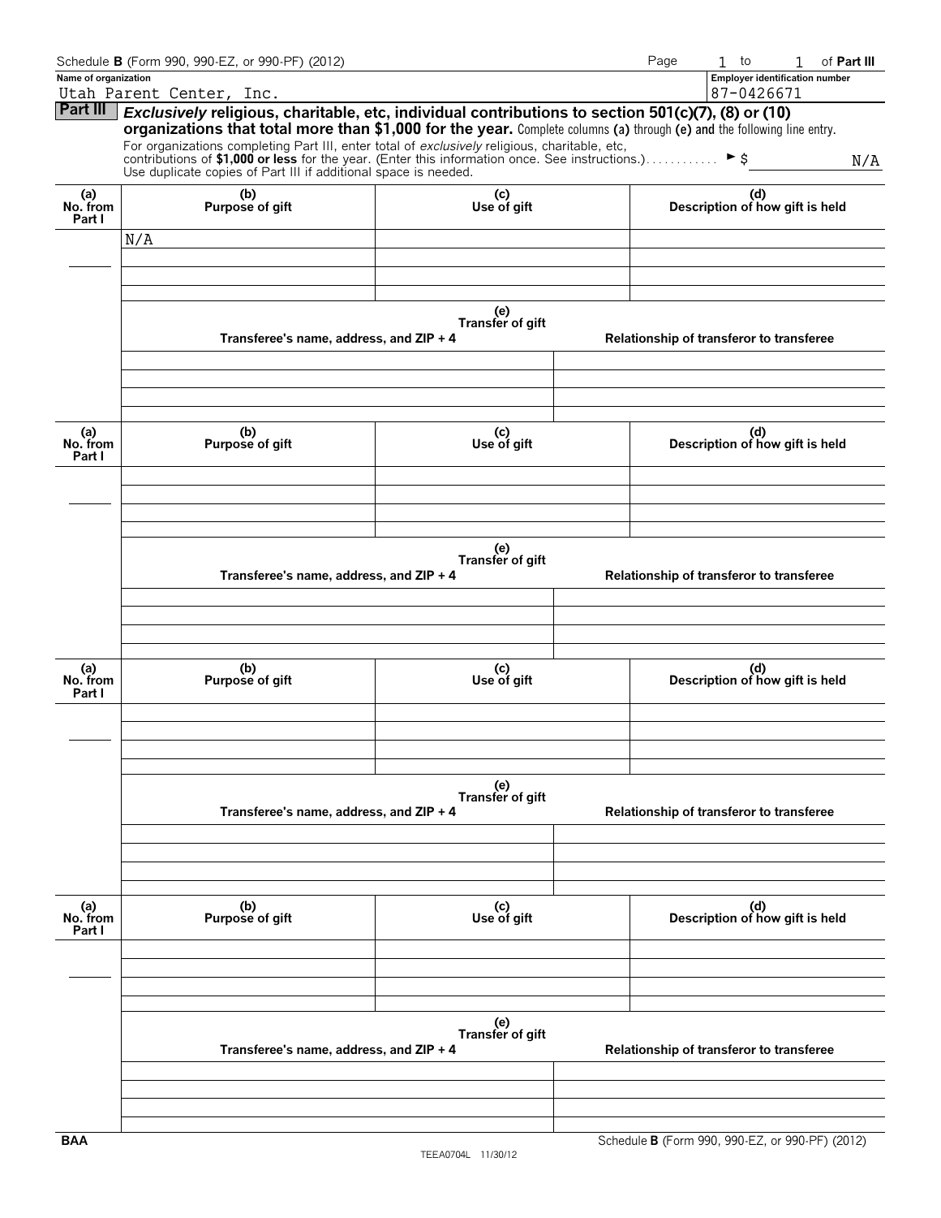Schedule **B** (Form 990, 990-EZ, or 990-PF) (2012) Page 1 to 1 of **Part III**

**Name of organization**
Utah Parent Center, Inc.

**Employer identification number**
87-0426671

**Part III** ***Exclusively* religious, charitable, etc, individual contributions to section 501(c)(7), (8) or (10) organizations that total more than $1,000 for the year.** Complete columns **(a)** through **(e)** and the following line entry.

For organizations completing Part III, enter total of *exclusively* religious, charitable, etc, contributions of **$1,000 or less** for the year. (Enter this information once. See instructions.) ► $ N/A

Use duplicate copies of Part III if additional space is needed.

| (a) No. from Part I | (b) Purpose of gift | (c) Use of gift | (d) Description of how gift is held |
|---|---|---|---|
| | N/A | | |

| (e) Transfer of gift | |
|---|---|
| Transferee's name, address, and ZIP + 4 | Relationship of transferor to transferee |
| | |

| (a) No. from Part I | (b) Purpose of gift | (c) Use of gift | (d) Description of how gift is held |
|---|---|---|---|
| | | | |

| (e) Transfer of gift | |
|---|---|
| Transferee's name, address, and ZIP + 4 | Relationship of transferor to transferee |
| | |

| (a) No. from Part I | (b) Purpose of gift | (c) Use of gift | (d) Description of how gift is held |
|---|---|---|---|
| | | | |

| (e) Transfer of gift | |
|---|---|
| Transferee's name, address, and ZIP + 4 | Relationship of transferor to transferee |
| | |

| (a) No. from Part I | (b) Purpose of gift | (c) Use of gift | (d) Description of how gift is held |
|---|---|---|---|
| | | | |

| (e) Transfer of gift | |
|---|---|
| Transferee's name, address, and ZIP + 4 | Relationship of transferor to transferee |
| | |

BAA TEEA0704L 11/30/12 Schedule **B** (Form 990, 990-EZ, or 990-PF) (2012)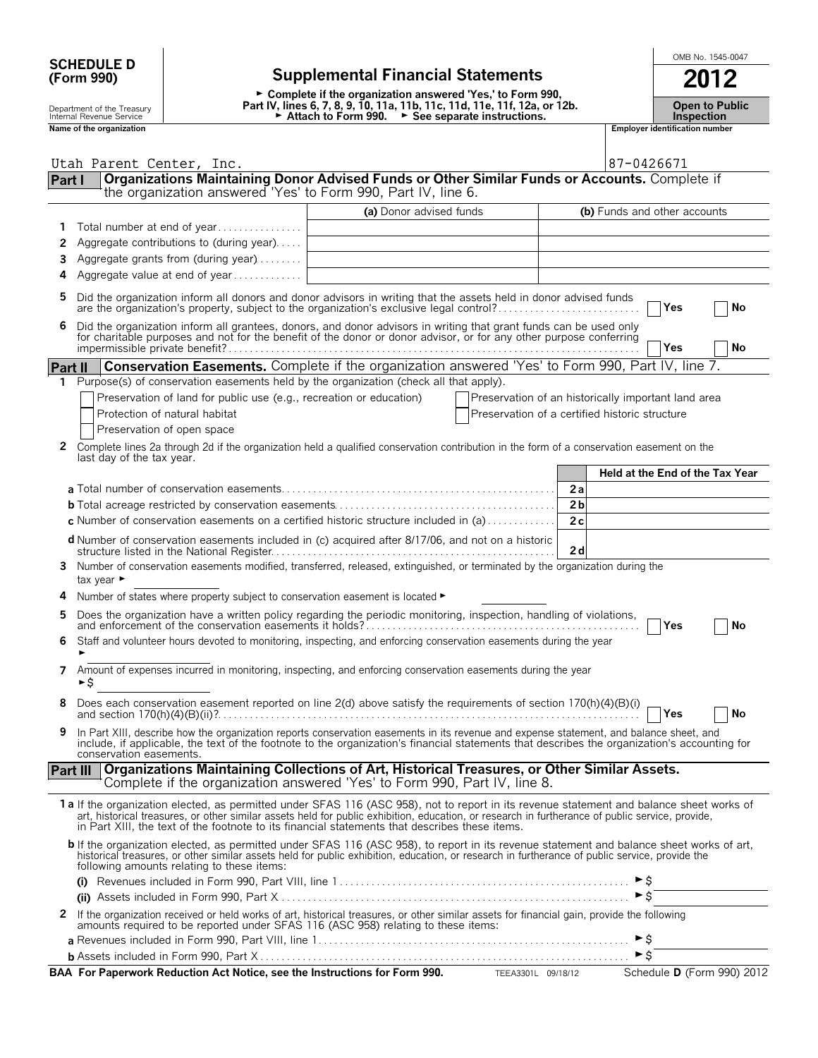# SCHEDULE D (Form 990)

Department of the Treasury
Internal Revenue Service

## Supplemental Financial Statements

► Complete if the organization answered 'Yes,' to Form 990, Part IV, lines 6, 7, 8, 9, 10, 11a, 11b, 11c, 11d, 11e, 11f, 12a, or 12b.
► Attach to Form 990. ► See separate instructions.

OMB No. 1545-0047

**2012**

**Open to Public Inspection**

Name of the organization: Utah Parent Center, Inc.

Employer identification number: 87-0426671

## Part I Organizations Maintaining Donor Advised Funds or Other Similar Funds or Accounts. Complete if the organization answered 'Yes' to Form 990, Part IV, line 6.

| | | (a) Donor advised funds | (b) Funds and other accounts |
|---|---|---|---|
| 1 | Total number at end of year | | |
| 2 | Aggregate contributions to (during year) | | |
| 3 | Aggregate grants from (during year) | | |
| 4 | Aggregate value at end of year | | |

5 Did the organization inform all donors and donor advisors in writing that the assets held in donor advised funds are the organization's property, subject to the organization's exclusive legal control? ☐ Yes ☐ No

6 Did the organization inform all grantees, donors, and donor advisors in writing that grant funds can be used only for charitable purposes and not for the benefit of the donor or donor advisor, or for any other purpose conferring impermissible private benefit? ☐ Yes ☐ No

## Part II Conservation Easements. Complete if the organization answered 'Yes' to Form 990, Part IV, line 7.

1 Purpose(s) of conservation easements held by the organization (check all that apply).

☐ Preservation of land for public use (e.g., recreation or education)
☐ Protection of natural habitat
☐ Preservation of open space
☐ Preservation of an historically important land area
☐ Preservation of a certified historic structure

2 Complete lines 2a through 2d if the organization held a qualified conservation contribution in the form of a conservation easement on the last day of the tax year.

| | | Held at the End of the Tax Year |
|---|---|---|
| **a** Total number of conservation easements | 2a | |
| **b** Total acreage restricted by conservation easements | 2b | |
| **c** Number of conservation easements on a certified historic structure included in (a) | 2c | |
| **d** Number of conservation easements included in (c) acquired after 8/17/06, and not on a historic structure listed in the National Register | 2d | |

3 Number of conservation easements modified, transferred, released, extinguished, or terminated by the organization during the tax year ►

4 Number of states where property subject to conservation easement is located ►

5 Does the organization have a written policy regarding the periodic monitoring, inspection, handling of violations, and enforcement of the conservation easements it holds? ☐ Yes ☐ No

6 Staff and volunteer hours devoted to monitoring, inspecting, and enforcing conservation easements during the year ►

7 Amount of expenses incurred in monitoring, inspecting, and enforcing conservation easements during the year ►$

8 Does each conservation easement reported on line 2(d) above satisfy the requirements of section 170(h)(4)(B)(i) and section 170(h)(4)(B)(ii)? ☐ Yes ☐ No

9 In Part XIII, describe how the organization reports conservation easements in its revenue and expense statement, and balance sheet, and include, if applicable, the text of the footnote to the organization's financial statements that describes the organization's accounting for conservation easements.

## Part III Organizations Maintaining Collections of Art, Historical Treasures, or Other Similar Assets. Complete if the organization answered 'Yes' to Form 990, Part IV, line 8.

1a If the organization elected, as permitted under SFAS 116 (ASC 958), not to report in its revenue statement and balance sheet works of art, historical treasures, or other similar assets held for public exhibition, education, or research in furtherance of public service, provide, in Part XIII, the text of the footnote to its financial statements that describes these items.

**b** If the organization elected, as permitted under SFAS 116 (ASC 958), to report in its revenue statement and balance sheet works of art, historical treasures, or other similar assets held for public exhibition, education, or research in furtherance of public service, provide the following amounts relating to these items:

(i) Revenues included in Form 990, Part VIII, line 1 ►$

(ii) Assets included in Form 990, Part X ►$

2 If the organization received or held works of art, historical treasures, or other similar assets for financial gain, provide the following amounts required to be reported under SFAS 116 (ASC 958) relating to these items:

**a** Revenues included in Form 990, Part VIII, line 1 ►$

**b** Assets included in Form 990, Part X ►$

BAA For Paperwork Reduction Act Notice, see the Instructions for Form 990. TEEA3301L 09/18/12 Schedule D (Form 990) 2012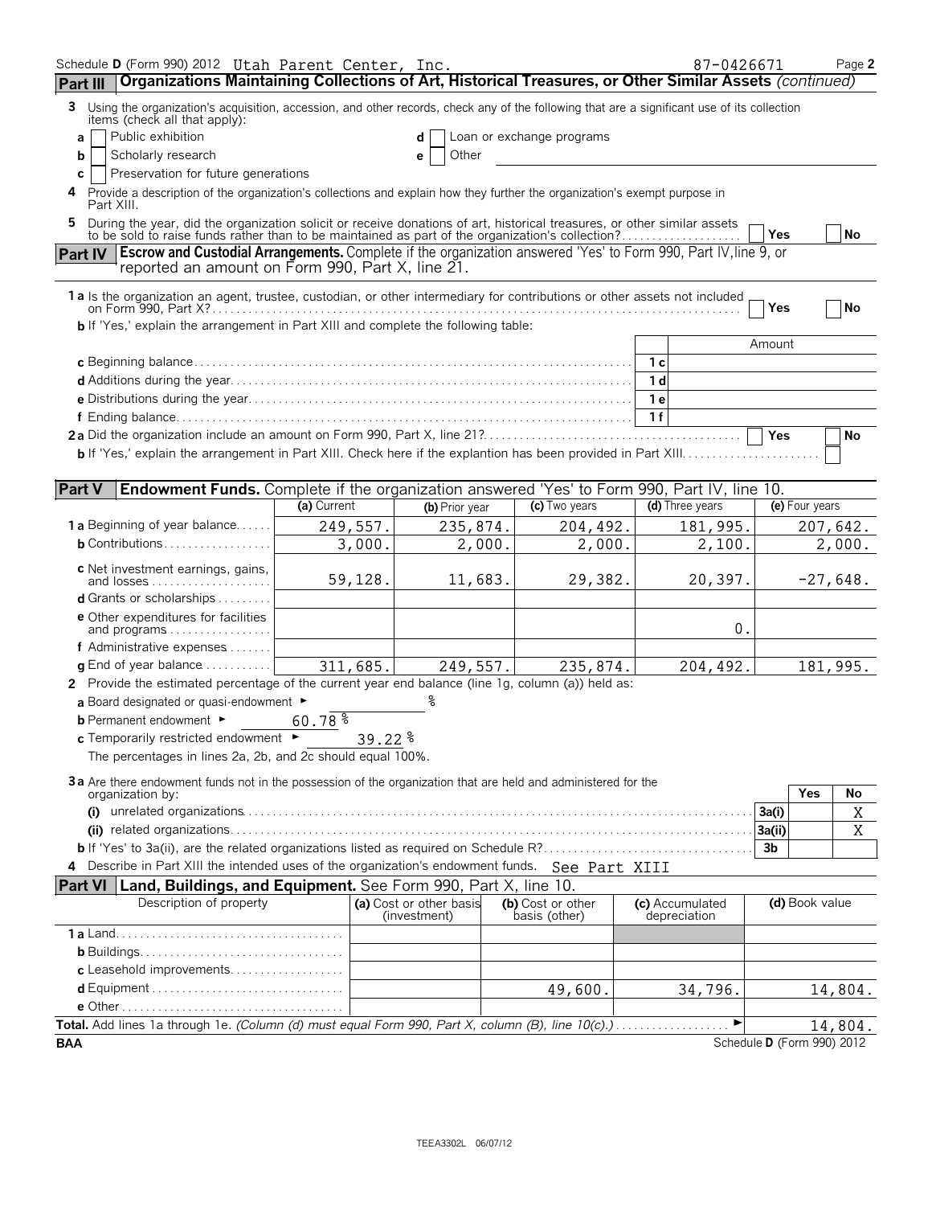Schedule D (Form 990) 2012 Utah Parent Center, Inc. 87-0426671

## Part III Organizations Maintaining Collections of Art, Historical Treasures, or Other Similar Assets *(continued)*

**3** Using the organization's acquisition, accession, and other records, check any of the following that are a significant use of its collection items (check all that apply):

- **a** ☐ Public exhibition
- **b** ☐ Scholarly research
- **c** ☐ Preservation for future generations
- **d** ☐ Loan or exchange programs
- **e** ☐ Other

**4** Provide a description of the organization's collections and explain how they further the organization's exempt purpose in Part XIII.

**5** During the year, did the organization solicit or receive donations of art, historical treasures, or other similar assets to be sold to raise funds rather than to be maintained as part of the organization's collection? ☐ Yes ☐ No

## Part IV Escrow and Custodial Arrangements. Complete if the organization answered 'Yes' to Form 990, Part IV, line 9, or reported an amount on Form 990, Part X, line 21.

**1a** Is the organization an agent, trustee, custodian, or other intermediary for contributions or other assets not included on Form 990, Part X? ☐ Yes ☐ No

**b** If 'Yes,' explain the arrangement in Part XIII and complete the following table:

| | | Amount |
|---|---|---|
| **c** Beginning balance | 1c | |
| **d** Additions during the year | 1d | |
| **e** Distributions during the year | 1e | |
| **f** Ending balance | 1f | |

**2a** Did the organization include an amount on Form 990, Part X, line 21? ☐ Yes ☐ No

**b** If 'Yes,' explain the arrangement in Part XIII. Check here if the explantion has been provided in Part XIII ☐

## Part V Endowment Funds. Complete if the organization answered 'Yes' to Form 990, Part IV, line 10.

| | (a) Current | (b) Prior year | (c) Two years | (d) Three years | (e) Four years |
|---|---|---|---|---|---|
| **1a** Beginning of year balance | 249,557. | 235,874. | 204,492. | 181,995. | 207,642. |
| **b** Contributions | 3,000. | 2,000. | 2,000. | 2,100. | 2,000. |
| **c** Net investment earnings, gains, and losses | 59,128. | 11,683. | 29,382. | 20,397. | -27,648. |
| **d** Grants or scholarships | | | | | |
| **e** Other expenditures for facilities and programs | | | | 0. | |
| **f** Administrative expenses | | | | | |
| **g** End of year balance | 311,685. | 249,557. | 235,874. | 204,492. | 181,995. |

**2** Provide the estimated percentage of the current year end balance (line 1g, column (a)) held as:

- **a** Board designated or quasi-endowment ► %
- **b** Permanent endowment ► 60.78 %
- **c** Temporarily restricted endowment ► 39.22 %

The percentages in lines 2a, 2b, and 2c should equal 100%.

**3a** Are there endowment funds not in the possession of the organization that are held and administered for the organization by:

| | | Yes | No |
|---|---|---|---|
| **(i)** unrelated organizations | 3a(i) | | X |
| **(ii)** related organizations | 3a(ii) | | X |
| **b** If 'Yes' to 3a(ii), are the related organizations listed as required on Schedule R? | 3b | | |

**4** Describe in Part XIII the intended uses of the organization's endowment funds. See Part XIII

## Part VI Land, Buildings, and Equipment. See Form 990, Part X, line 10.

| Description of property | (a) Cost or other basis (investment) | (b) Cost or other basis (other) | (c) Accumulated depreciation | (d) Book value |
|---|---|---|---|---|
| **1a** Land | | | | |
| **b** Buildings | | | | |
| **c** Leasehold improvements | | | | |
| **d** Equipment | | 49,600. | 34,796. | 14,804. |
| **e** Other | | | | |

**Total.** Add lines 1a through 1e. *(Column (d) must equal Form 990, Part X, column (B), line 10(c).)* ► 14,804.

BAA Schedule D (Form 990) 2012

TEEA3302L 06/07/12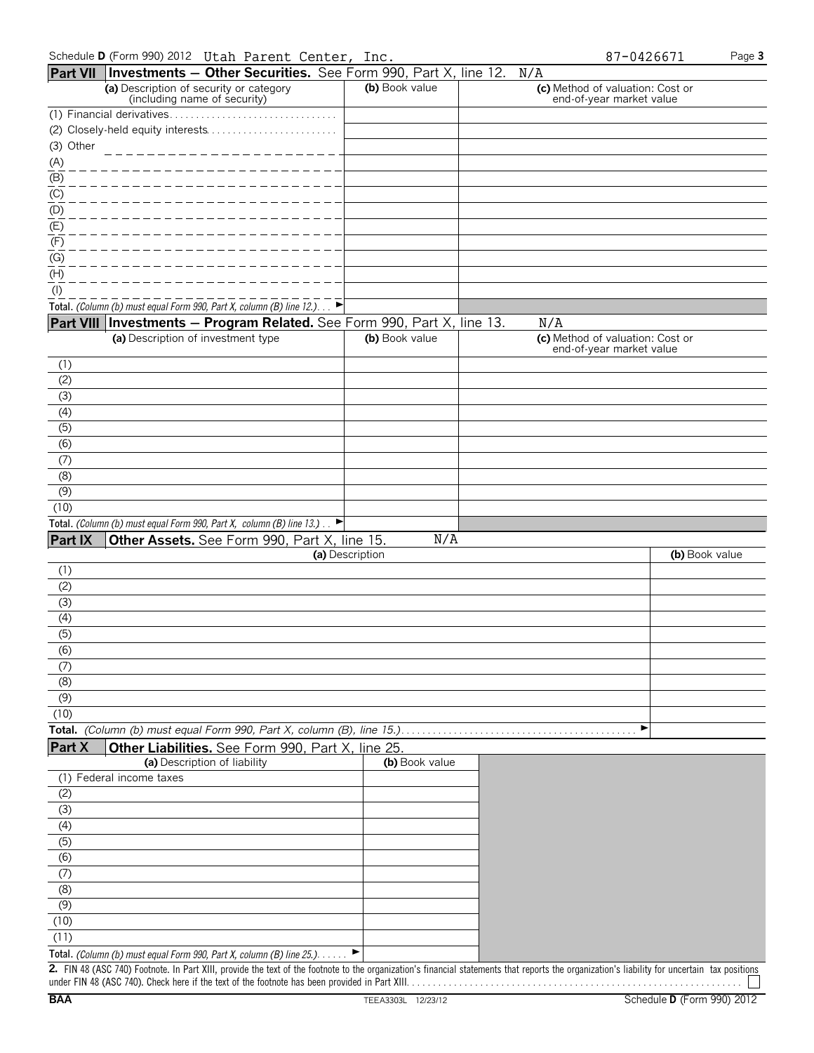Schedule D (Form 990) 2012 Utah Parent Center, Inc. 87-0426671

## Part VII Investments — Other Securities. See Form 990, Part X, line 12. N/A

| (a) Description of security or category (including name of security) | (b) Book value | (c) Method of valuation: Cost or end-of-year market value |
|---|---|---|
| (1) Financial derivatives | | |
| (2) Closely-held equity interests | | |
| (3) Other | | |
| (A) | | |
| (B) | | |
| (C) | | |
| (D) | | |
| (E) | | |
| (F) | | |
| (G) | | |
| (H) | | |
| (I) | | |
| **Total.** *(Column (b) must equal Form 990, Part X, column (B) line 12.)* ► | | |

## Part VIII Investments — Program Related. See Form 990, Part X, line 13. N/A

| (a) Description of investment type | (b) Book value | (c) Method of valuation: Cost or end-of-year market value |
|---|---|---|
| (1) | | |
| (2) | | |
| (3) | | |
| (4) | | |
| (5) | | |
| (6) | | |
| (7) | | |
| (8) | | |
| (9) | | |
| (10) | | |
| **Total.** *(Column (b) must equal Form 990, Part X, column (B) line 13.)* ► | | |

## Part IX Other Assets. See Form 990, Part X, line 15. N/A

| (a) Description | (b) Book value |
|---|---|
| (1) | |
| (2) | |
| (3) | |
| (4) | |
| (5) | |
| (6) | |
| (7) | |
| (8) | |
| (9) | |
| (10) | |
| **Total.** *(Column (b) must equal Form 990, Part X, column (B), line 15.)* ► | |

## Part X Other Liabilities. See Form 990, Part X, line 25.

| (a) Description of liability | (b) Book value |
|---|---|
| (1) Federal income taxes | |
| (2) | |
| (3) | |
| (4) | |
| (5) | |
| (6) | |
| (7) | |
| (8) | |
| (9) | |
| (10) | |
| (11) | |
| **Total.** *(Column (b) must equal Form 990, Part X, column (B) line 25.)* ► | |

**2.** FIN 48 (ASC 740) Footnote. In Part XIII, provide the text of the footnote to the organization's financial statements that reports the organization's liability for uncertain tax positions under FIN 48 (ASC 740). Check here if the text of the footnote has been provided in Part XIII ☐

BAA TEEA3303L 12/23/12 Schedule D (Form 990) 2012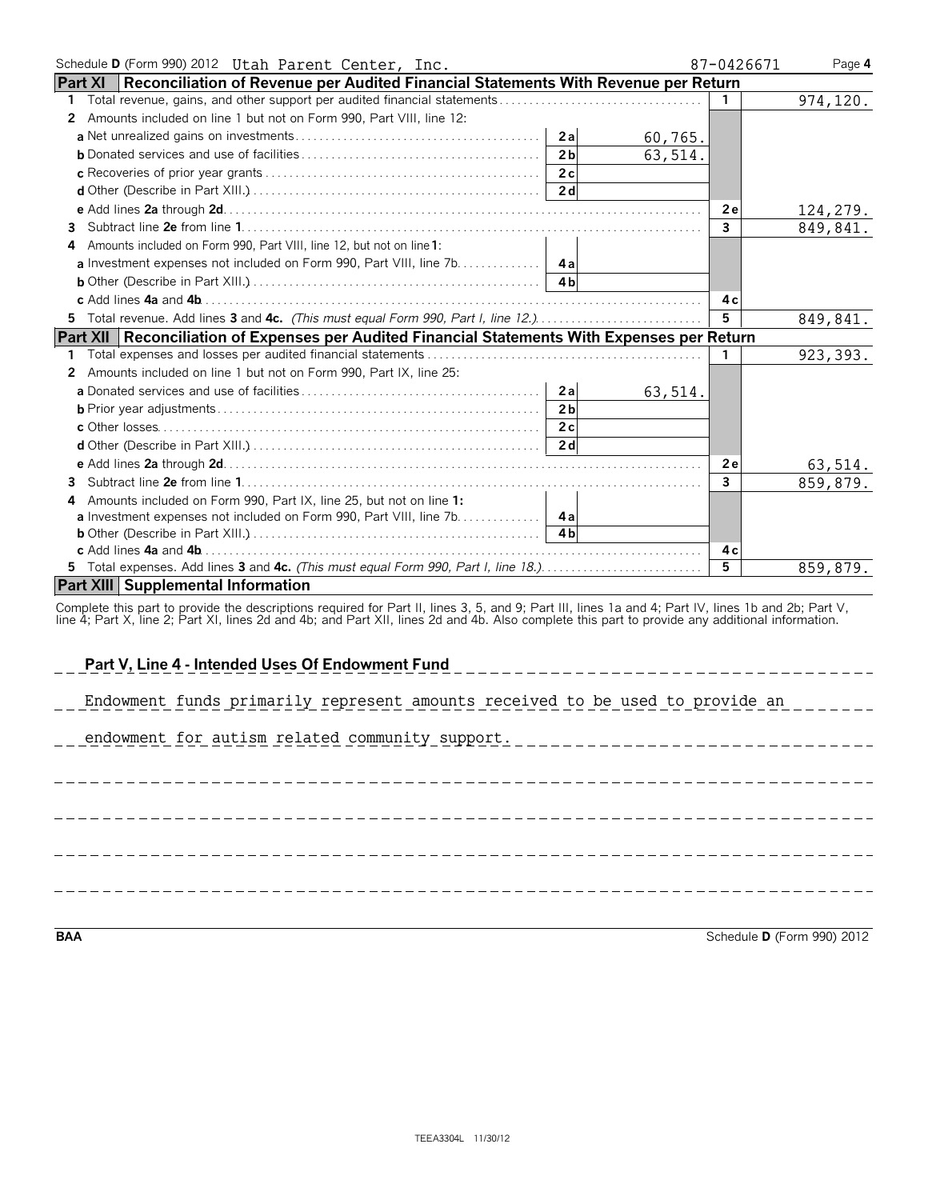Schedule D (Form 990) 2012 Utah Parent Center, Inc. 87-0426671

## Part XI Reconciliation of Revenue per Audited Financial Statements With Revenue per Return

| | | | | | |
|---|---|---|---|---|---|
| 1 | Total revenue, gains, and other support per audited financial statements | | | 1 | 974,120. |
| 2 | Amounts included on line 1 but not on Form 990, Part VIII, line 12: | | | | |
| | a Net unrealized gains on investments | 2a | 60,765. | | |
| | b Donated services and use of facilities | 2b | 63,514. | | |
| | c Recoveries of prior year grants | 2c | | | |
| | d Other (Describe in Part XIII.) | 2d | | | |
| | e Add lines 2a through 2d | | | 2e | 124,279. |
| 3 | Subtract line 2e from line 1 | | | 3 | 849,841. |
| 4 | Amounts included on Form 990, Part VIII, line 12, but not on line 1: | | | | |
| | a Investment expenses not included on Form 990, Part VIII, line 7b | 4a | | | |
| | b Other (Describe in Part XIII.) | 4b | | | |
| | c Add lines 4a and 4b | | | 4c | |
| 5 | Total revenue. Add lines 3 and 4c. *(This must equal Form 990, Part I, line 12.)* | | | 5 | 849,841. |

## Part XII Reconciliation of Expenses per Audited Financial Statements With Expenses per Return

| | | | | | |
|---|---|---|---|---|---|
| 1 | Total expenses and losses per audited financial statements | | | 1 | 923,393. |
| 2 | Amounts included on line 1 but not on Form 990, Part IX, line 25: | | | | |
| | a Donated services and use of facilities | 2a | 63,514. | | |
| | b Prior year adjustments | 2b | | | |
| | c Other losses | 2c | | | |
| | d Other (Describe in Part XIII.) | 2d | | | |
| | e Add lines 2a through 2d | | | 2e | 63,514. |
| 3 | Subtract line 2e from line 1 | | | 3 | 859,879. |
| 4 | Amounts included on Form 990, Part IX, line 25, but not on line 1: | | | | |
| | a Investment expenses not included on Form 990, Part VIII, line 7b | 4a | | | |
| | b Other (Describe in Part XIII.) | 4b | | | |
| | c Add lines 4a and 4b | | | 4c | |
| 5 | Total expenses. Add lines 3 and 4c. *(This must equal Form 990, Part I, line 18.)* | | | 5 | 859,879. |

## Part XIII Supplemental Information

Complete this part to provide the descriptions required for Part II, lines 3, 5, and 9; Part III, lines 1a and 4; Part IV, lines 1b and 2b; Part V, line 4; Part X, line 2; Part XI, lines 2d and 4b; and Part XII, lines 2d and 4b. Also complete this part to provide any additional information.

**Part V, Line 4 - Intended Uses Of Endowment Fund**

Endowment funds primarily represent amounts received to be used to provide an endowment for autism related community support.

BAA Schedule D (Form 990) 2012

TEEA3304L 11/30/12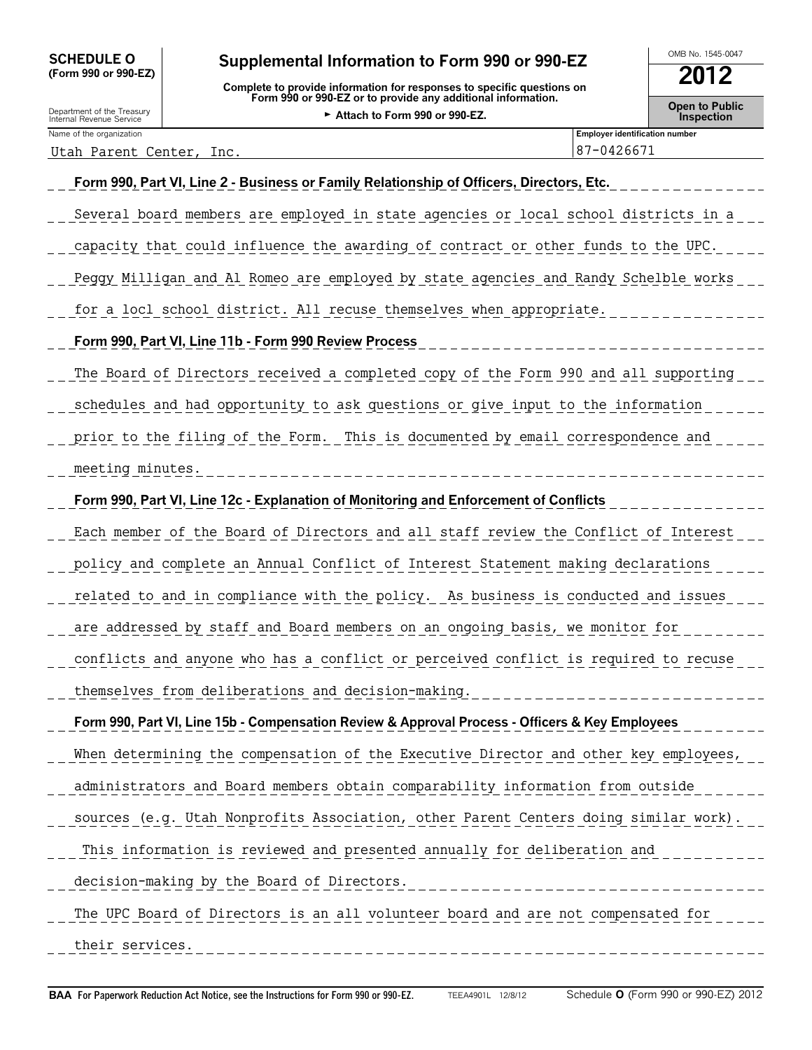**SCHEDULE O**
**(Form 990 or 990-EZ)**

Department of the Treasury
Internal Revenue Service

# Supplemental Information to Form 990 or 990-EZ

**Complete to provide information for responses to specific questions on Form 990 or 990-EZ or to provide any additional information.**

► **Attach to Form 990 or 990-EZ.**

OMB No. 1545-0047

**2012**

**Open to Public Inspection**

| Name of the organization | Employer identification number |
| --- | --- |
| Utah Parent Center, Inc. | 87-0426671 |

**Form 990, Part VI, Line 2 - Business or Family Relationship of Officers, Directors, Etc.**

Several board members are employed in state agencies or local school districts in a capacity that could influence the awarding of contract or other funds to the UPC. Peggy Milligan and Al Romeo are employed by state agencies and Randy Schelble works for a locl school district. All recuse themselves when appropriate.

**Form 990, Part VI, Line 11b - Form 990 Review Process**

The Board of Directors received a completed copy of the Form 990 and all supporting schedules and had opportunity to ask questions or give input to the information prior to the filing of the Form. This is documented by email correspondence and meeting minutes.

**Form 990, Part VI, Line 12c - Explanation of Monitoring and Enforcement of Conflicts**

Each member of the Board of Directors and all staff review the Conflict of Interest policy and complete an Annual Conflict of Interest Statement making declarations related to and in compliance with the policy. As business is conducted and issues are addressed by staff and Board members on an ongoing basis, we monitor for conflicts and anyone who has a conflict or perceived conflict is required to recuse themselves from deliberations and decision-making.

**Form 990, Part VI, Line 15b - Compensation Review & Approval Process - Officers & Key Employees**

When determining the compensation of the Executive Director and other key employees, administrators and Board members obtain comparability information from outside sources (e.g. Utah Nonprofits Association, other Parent Centers doing similar work). This information is reviewed and presented annually for deliberation and decision-making by the Board of Directors.

The UPC Board of Directors is an all volunteer board and are not compensated for their services.

**BAA For Paperwork Reduction Act Notice, see the Instructions for Form 990 or 990-EZ.** TEEA4901L 12/8/12 Schedule **O** (Form 990 or 990-EZ) 2012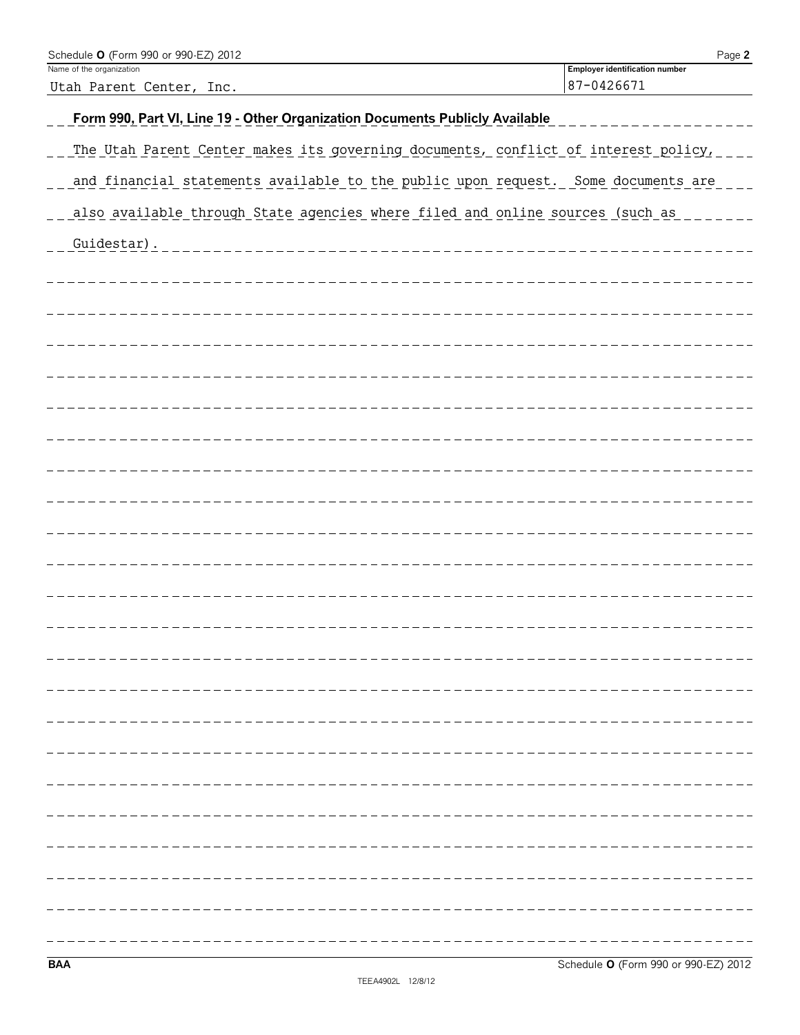Name of the organization: Utah Parent Center, Inc.

Employer identification number: 87-0426671

**Form 990, Part VI, Line 19 - Other Organization Documents Publicly Available**

The Utah Parent Center makes its governing documents, conflict of interest policy, and financial statements available to the public upon request. Some documents are also available through State agencies where filed and online sources (such as Guidestar).

BAA

TEEA4902L 12/8/12